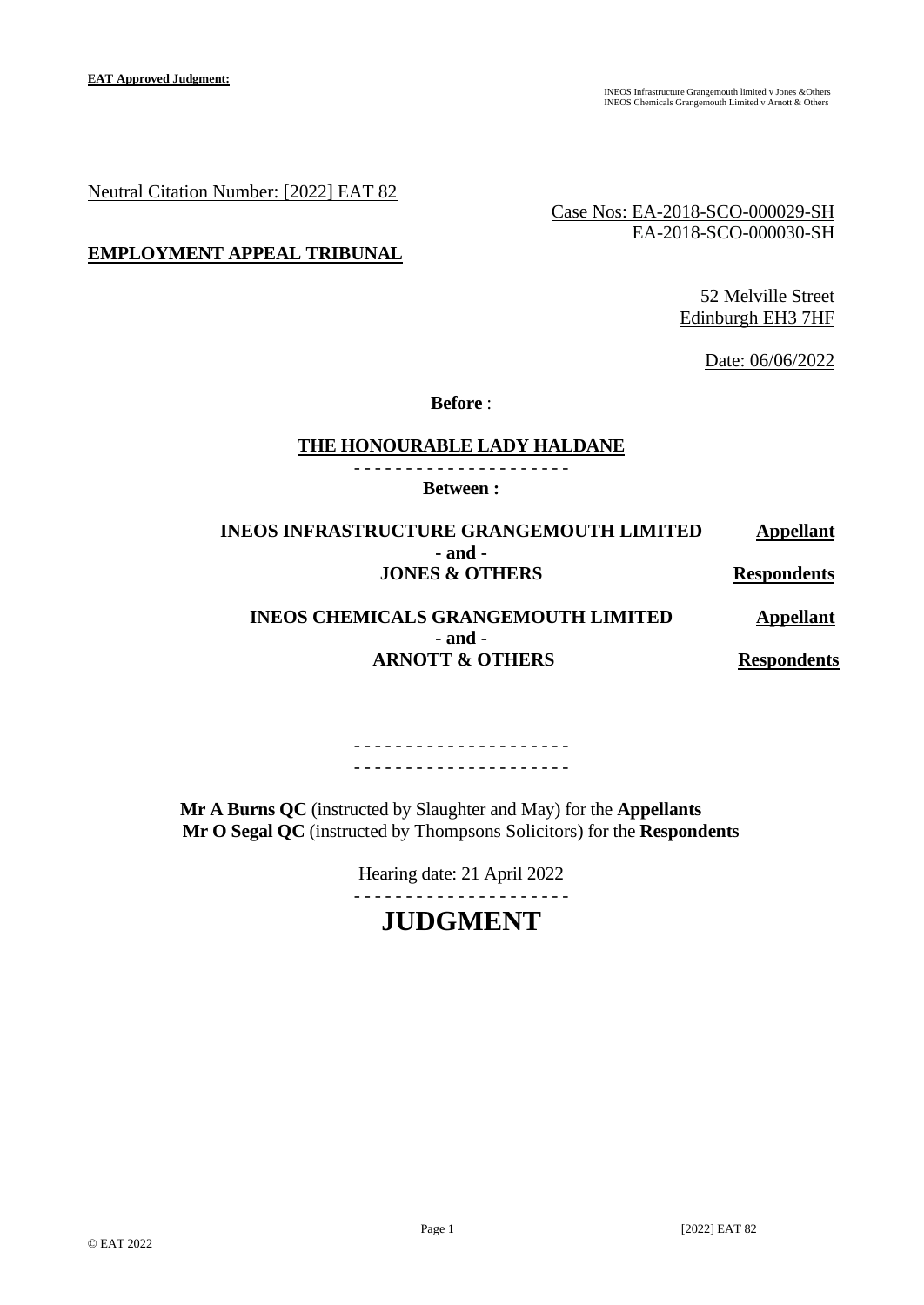Neutral Citation Number: [2022] EAT 82

Case Nos: EA-2018-SCO-000029-SH
EA-2018-SCO-000030-SH

**EMPLOYMENT APPEAL TRIBUNAL**

52 Melville Street
Edinburgh EH3 7HF

Date: 06/06/2022

**Before** :

**THE HONOURABLE LADY HALDANE**

- - - - - - - - - - - - - - - - - - - - -

**Between :**

| | |
|---|---|
| **INEOS INFRASTRUCTURE GRANGEMOUTH LIMITED** | **Appellant** |
| **- and -** | |
| **JONES & OTHERS** | **Respondents** |
| | |
| **INEOS CHEMICALS GRANGEMOUTH LIMITED** | **Appellant** |
| **- and -** | |
| **ARNOTT & OTHERS** | **Respondents** |

- - - - - - - - - - - - - - - - - - - - -
- - - - - - - - - - - - - - - - - - - - -

**Mr A Burns QC** (instructed by Slaughter and May) for the **Appellants**
**Mr O Segal QC** (instructed by Thompsons Solicitors) for the **Respondents**

Hearing date: 21 April 2022

- - - - - - - - - - - - - - - - - - - - -

# JUDGMENT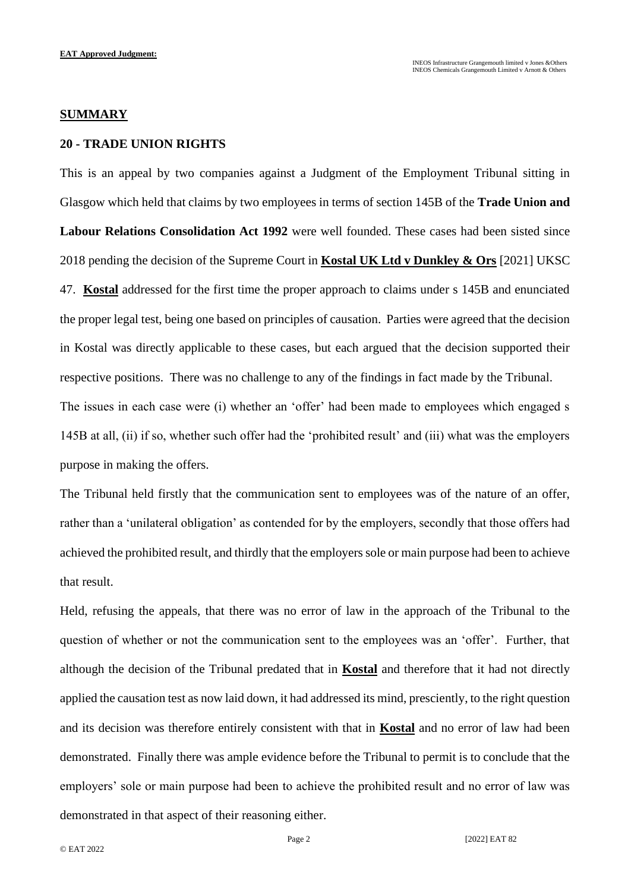## SUMMARY

### 20 - TRADE UNION RIGHTS

This is an appeal by two companies against a Judgment of the Employment Tribunal sitting in Glasgow which held that claims by two employees in terms of section 145B of the **Trade Union and Labour Relations Consolidation Act 1992** were well founded. These cases had been sisted since 2018 pending the decision of the Supreme Court in **Kostal UK Ltd v Dunkley & Ors** [2021] UKSC 47. **Kostal** addressed for the first time the proper approach to claims under s 145B and enunciated the proper legal test, being one based on principles of causation. Parties were agreed that the decision in Kostal was directly applicable to these cases, but each argued that the decision supported their respective positions. There was no challenge to any of the findings in fact made by the Tribunal.

The issues in each case were (i) whether an 'offer' had been made to employees which engaged s 145B at all, (ii) if so, whether such offer had the 'prohibited result' and (iii) what was the employers purpose in making the offers.

The Tribunal held firstly that the communication sent to employees was of the nature of an offer, rather than a 'unilateral obligation' as contended for by the employers, secondly that those offers had achieved the prohibited result, and thirdly that the employers sole or main purpose had been to achieve that result.

Held, refusing the appeals, that there was no error of law in the approach of the Tribunal to the question of whether or not the communication sent to the employees was an 'offer'. Further, that although the decision of the Tribunal predated that in **Kostal** and therefore that it had not directly applied the causation test as now laid down, it had addressed its mind, presciently, to the right question and its decision was therefore entirely consistent with that in **Kostal** and no error of law had been demonstrated. Finally there was ample evidence before the Tribunal to permit is to conclude that the employers' sole or main purpose had been to achieve the prohibited result and no error of law was demonstrated in that aspect of their reasoning either.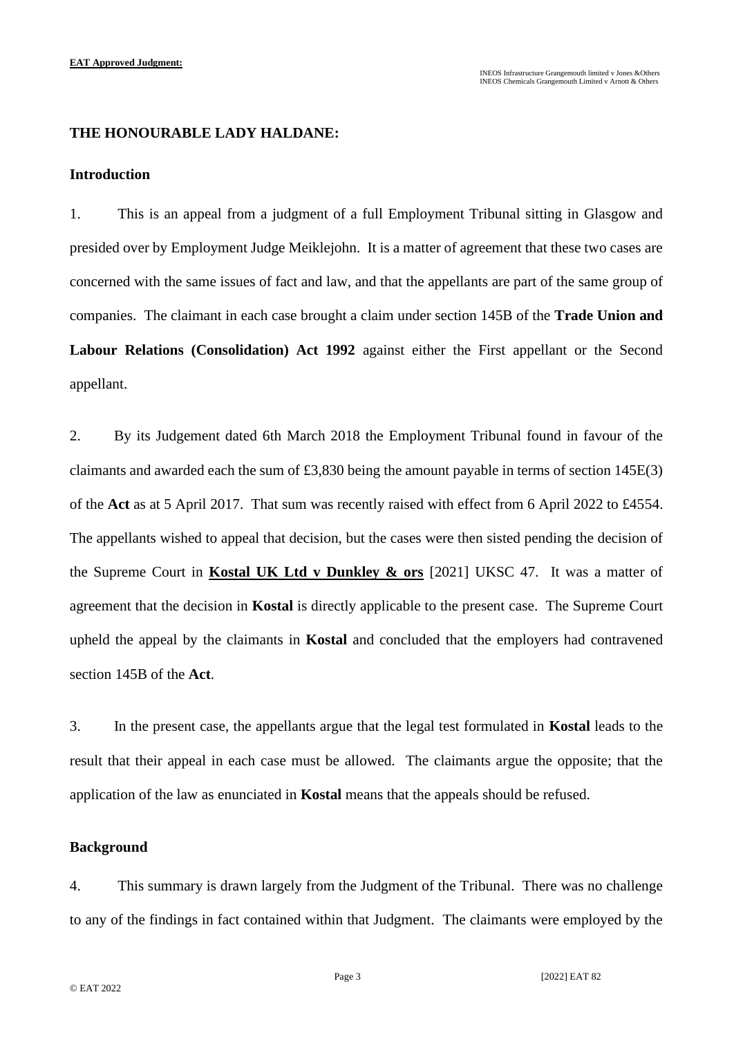**THE HONOURABLE LADY HALDANE:**

**Introduction**

1. This is an appeal from a judgment of a full Employment Tribunal sitting in Glasgow and presided over by Employment Judge Meiklejohn. It is a matter of agreement that these two cases are concerned with the same issues of fact and law, and that the appellants are part of the same group of companies. The claimant in each case brought a claim under section 145B of the **Trade Union and Labour Relations (Consolidation) Act 1992** against either the First appellant or the Second appellant.

2. By its Judgement dated 6th March 2018 the Employment Tribunal found in favour of the claimants and awarded each the sum of £3,830 being the amount payable in terms of section 145E(3) of the **Act** as at 5 April 2017. That sum was recently raised with effect from 6 April 2022 to £4554. The appellants wished to appeal that decision, but the cases were then sisted pending the decision of the Supreme Court in **Kostal UK Ltd v Dunkley & ors** [2021] UKSC 47. It was a matter of agreement that the decision in **Kostal** is directly applicable to the present case. The Supreme Court upheld the appeal by the claimants in **Kostal** and concluded that the employers had contravened section 145B of the **Act**.

3. In the present case, the appellants argue that the legal test formulated in **Kostal** leads to the result that their appeal in each case must be allowed. The claimants argue the opposite; that the application of the law as enunciated in **Kostal** means that the appeals should be refused.

**Background**

4. This summary is drawn largely from the Judgment of the Tribunal. There was no challenge to any of the findings in fact contained within that Judgment. The claimants were employed by the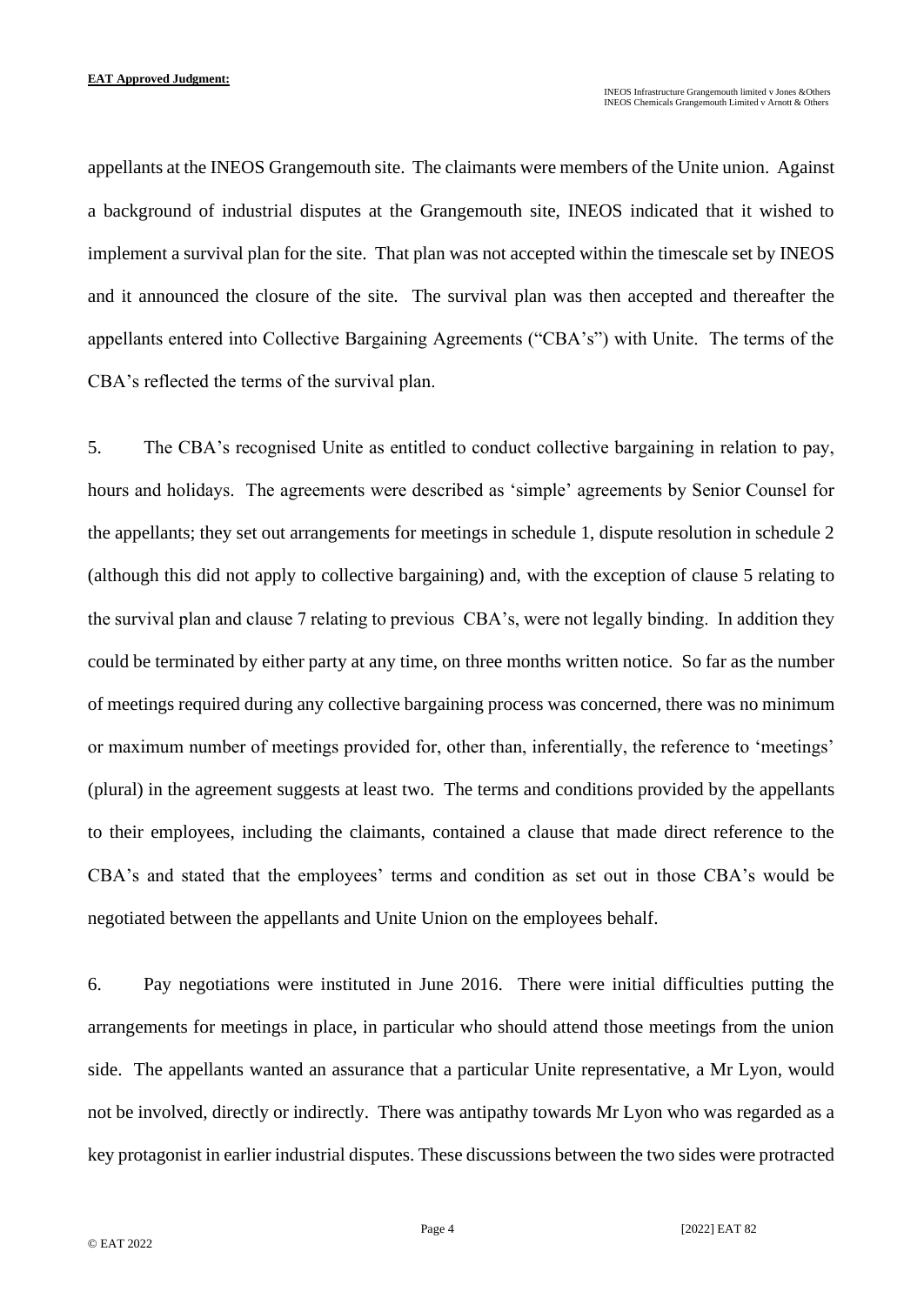appellants at the INEOS Grangemouth site. The claimants were members of the Unite union. Against a background of industrial disputes at the Grangemouth site, INEOS indicated that it wished to implement a survival plan for the site. That plan was not accepted within the timescale set by INEOS and it announced the closure of the site. The survival plan was then accepted and thereafter the appellants entered into Collective Bargaining Agreements ("CBA's") with Unite. The terms of the CBA's reflected the terms of the survival plan.

5. The CBA's recognised Unite as entitled to conduct collective bargaining in relation to pay, hours and holidays. The agreements were described as 'simple' agreements by Senior Counsel for the appellants; they set out arrangements for meetings in schedule 1, dispute resolution in schedule 2 (although this did not apply to collective bargaining) and, with the exception of clause 5 relating to the survival plan and clause 7 relating to previous CBA's, were not legally binding. In addition they could be terminated by either party at any time, on three months written notice. So far as the number of meetings required during any collective bargaining process was concerned, there was no minimum or maximum number of meetings provided for, other than, inferentially, the reference to 'meetings' (plural) in the agreement suggests at least two. The terms and conditions provided by the appellants to their employees, including the claimants, contained a clause that made direct reference to the CBA's and stated that the employees' terms and condition as set out in those CBA's would be negotiated between the appellants and Unite Union on the employees behalf.

6. Pay negotiations were instituted in June 2016. There were initial difficulties putting the arrangements for meetings in place, in particular who should attend those meetings from the union side. The appellants wanted an assurance that a particular Unite representative, a Mr Lyon, would not be involved, directly or indirectly. There was antipathy towards Mr Lyon who was regarded as a key protagonist in earlier industrial disputes. These discussions between the two sides were protracted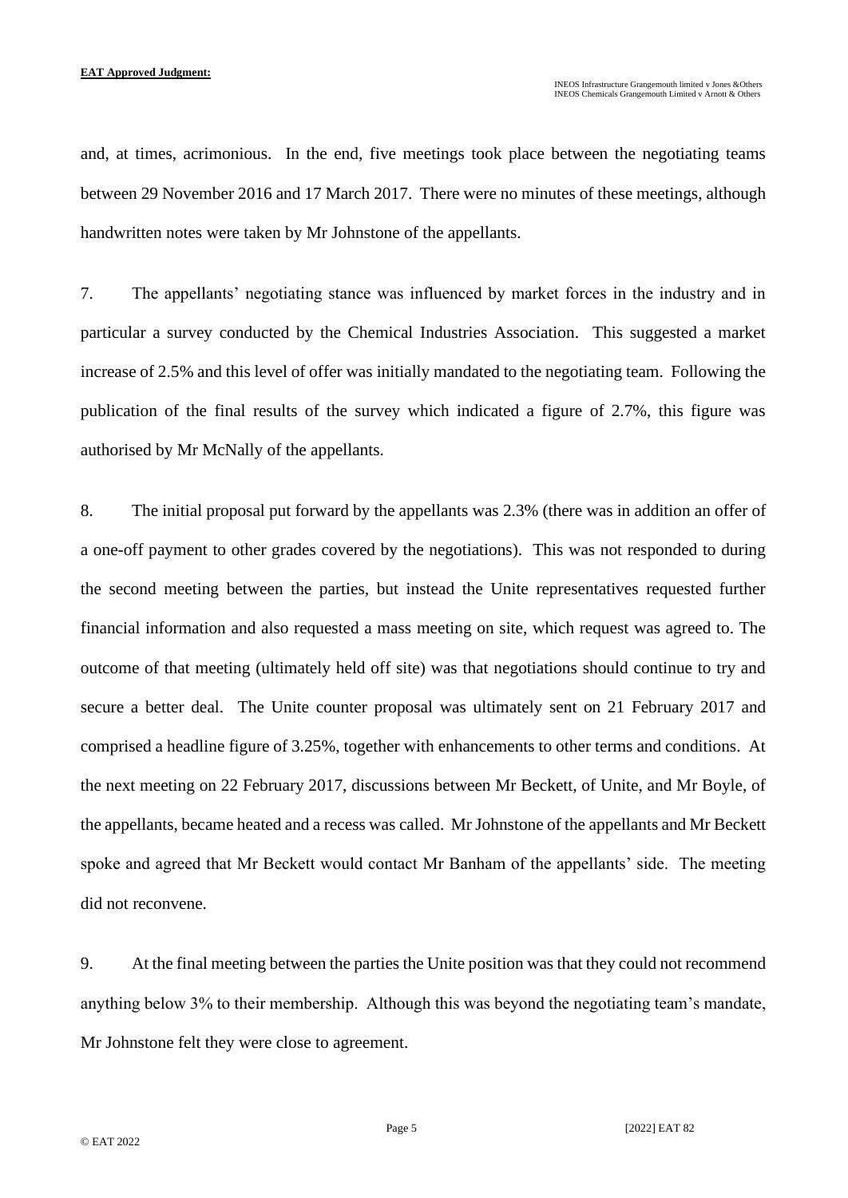and, at times, acrimonious. In the end, five meetings took place between the negotiating teams between 29 November 2016 and 17 March 2017. There were no minutes of these meetings, although handwritten notes were taken by Mr Johnstone of the appellants.

7. The appellants' negotiating stance was influenced by market forces in the industry and in particular a survey conducted by the Chemical Industries Association. This suggested a market increase of 2.5% and this level of offer was initially mandated to the negotiating team. Following the publication of the final results of the survey which indicated a figure of 2.7%, this figure was authorised by Mr McNally of the appellants.

8. The initial proposal put forward by the appellants was 2.3% (there was in addition an offer of a one-off payment to other grades covered by the negotiations). This was not responded to during the second meeting between the parties, but instead the Unite representatives requested further financial information and also requested a mass meeting on site, which request was agreed to. The outcome of that meeting (ultimately held off site) was that negotiations should continue to try and secure a better deal. The Unite counter proposal was ultimately sent on 21 February 2017 and comprised a headline figure of 3.25%, together with enhancements to other terms and conditions. At the next meeting on 22 February 2017, discussions between Mr Beckett, of Unite, and Mr Boyle, of the appellants, became heated and a recess was called. Mr Johnstone of the appellants and Mr Beckett spoke and agreed that Mr Beckett would contact Mr Banham of the appellants' side. The meeting did not reconvene.

9. At the final meeting between the parties the Unite position was that they could not recommend anything below 3% to their membership. Although this was beyond the negotiating team's mandate, Mr Johnstone felt they were close to agreement.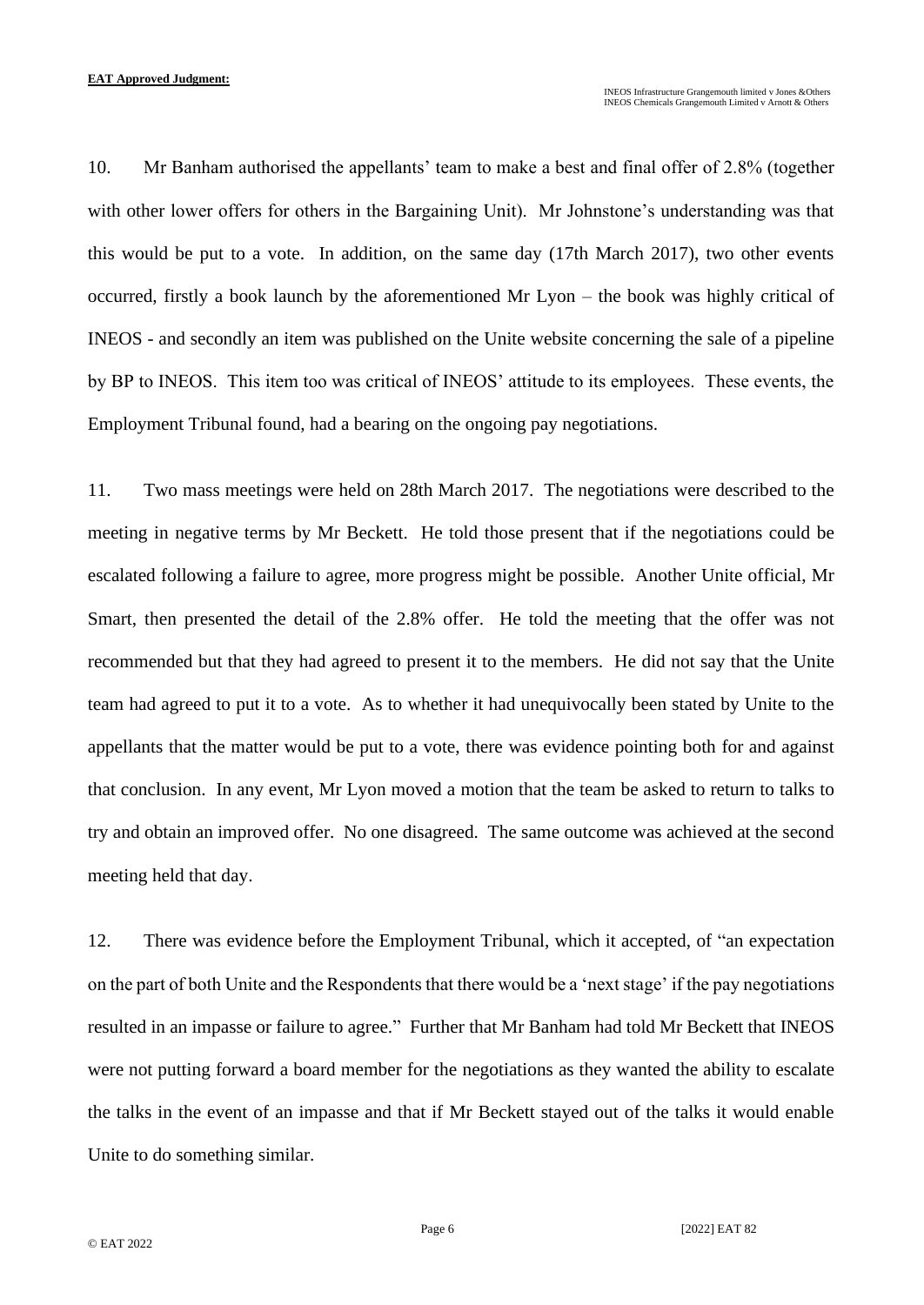10. Mr Banham authorised the appellants' team to make a best and final offer of 2.8% (together with other lower offers for others in the Bargaining Unit). Mr Johnstone's understanding was that this would be put to a vote. In addition, on the same day (17th March 2017), two other events occurred, firstly a book launch by the aforementioned Mr Lyon – the book was highly critical of INEOS - and secondly an item was published on the Unite website concerning the sale of a pipeline by BP to INEOS. This item too was critical of INEOS' attitude to its employees. These events, the Employment Tribunal found, had a bearing on the ongoing pay negotiations.

11. Two mass meetings were held on 28th March 2017. The negotiations were described to the meeting in negative terms by Mr Beckett. He told those present that if the negotiations could be escalated following a failure to agree, more progress might be possible. Another Unite official, Mr Smart, then presented the detail of the 2.8% offer. He told the meeting that the offer was not recommended but that they had agreed to present it to the members. He did not say that the Unite team had agreed to put it to a vote. As to whether it had unequivocally been stated by Unite to the appellants that the matter would be put to a vote, there was evidence pointing both for and against that conclusion. In any event, Mr Lyon moved a motion that the team be asked to return to talks to try and obtain an improved offer. No one disagreed. The same outcome was achieved at the second meeting held that day.

12. There was evidence before the Employment Tribunal, which it accepted, of "an expectation on the part of both Unite and the Respondents that there would be a 'next stage' if the pay negotiations resulted in an impasse or failure to agree." Further that Mr Banham had told Mr Beckett that INEOS were not putting forward a board member for the negotiations as they wanted the ability to escalate the talks in the event of an impasse and that if Mr Beckett stayed out of the talks it would enable Unite to do something similar.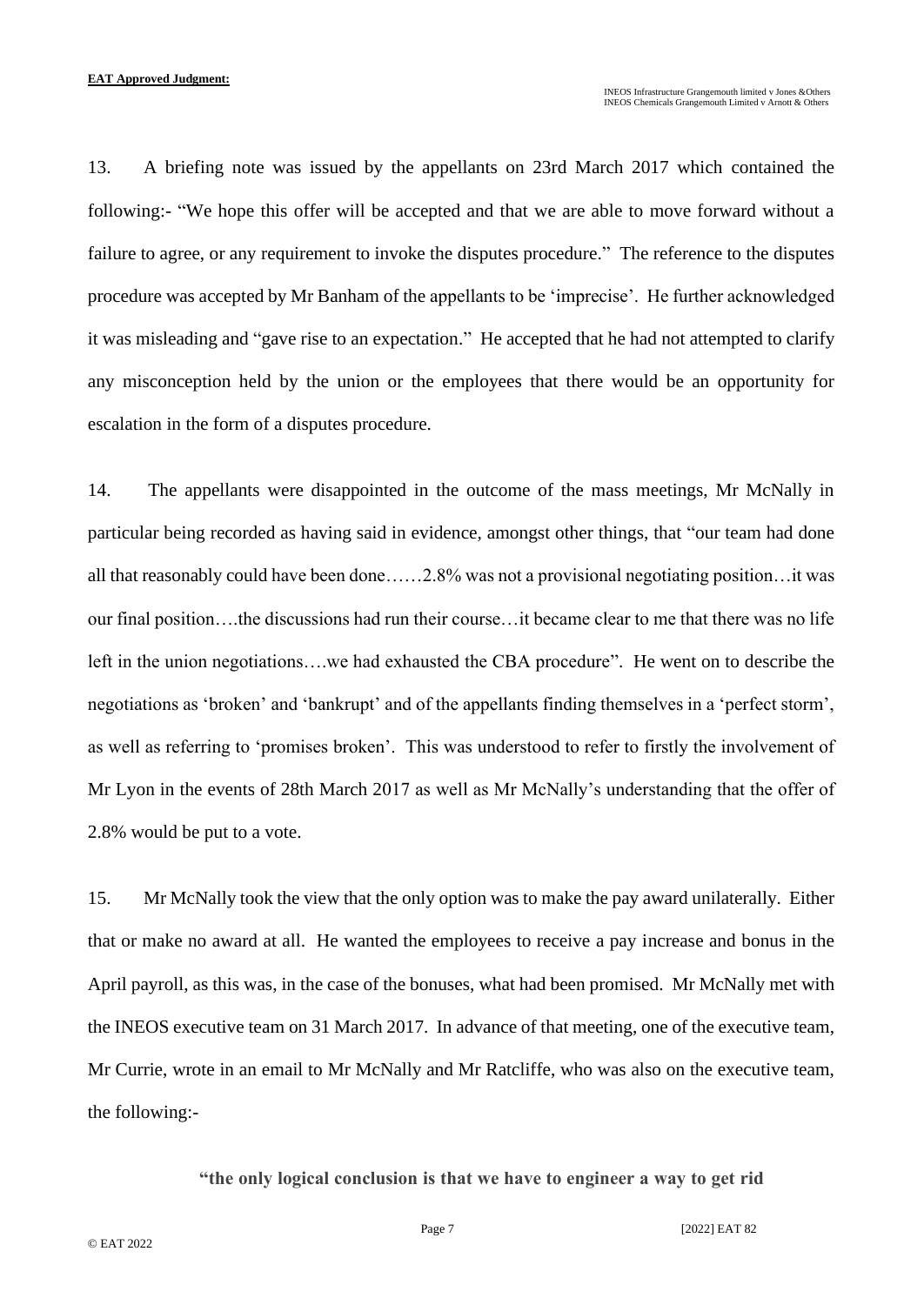13. A briefing note was issued by the appellants on 23rd March 2017 which contained the following:- "We hope this offer will be accepted and that we are able to move forward without a failure to agree, or any requirement to invoke the disputes procedure." The reference to the disputes procedure was accepted by Mr Banham of the appellants to be 'imprecise'. He further acknowledged it was misleading and "gave rise to an expectation." He accepted that he had not attempted to clarify any misconception held by the union or the employees that there would be an opportunity for escalation in the form of a disputes procedure.

14. The appellants were disappointed in the outcome of the mass meetings, Mr McNally in particular being recorded as having said in evidence, amongst other things, that "our team had done all that reasonably could have been done……2.8% was not a provisional negotiating position…it was our final position….the discussions had run their course…it became clear to me that there was no life left in the union negotiations….we had exhausted the CBA procedure". He went on to describe the negotiations as 'broken' and 'bankrupt' and of the appellants finding themselves in a 'perfect storm', as well as referring to 'promises broken'. This was understood to refer to firstly the involvement of Mr Lyon in the events of 28th March 2017 as well as Mr McNally's understanding that the offer of 2.8% would be put to a vote.

15. Mr McNally took the view that the only option was to make the pay award unilaterally. Either that or make no award at all. He wanted the employees to receive a pay increase and bonus in the April payroll, as this was, in the case of the bonuses, what had been promised. Mr McNally met with the INEOS executive team on 31 March 2017. In advance of that meeting, one of the executive team, Mr Currie, wrote in an email to Mr McNally and Mr Ratcliffe, who was also on the executive team, the following:-

**"the only logical conclusion is that we have to engineer a way to get rid**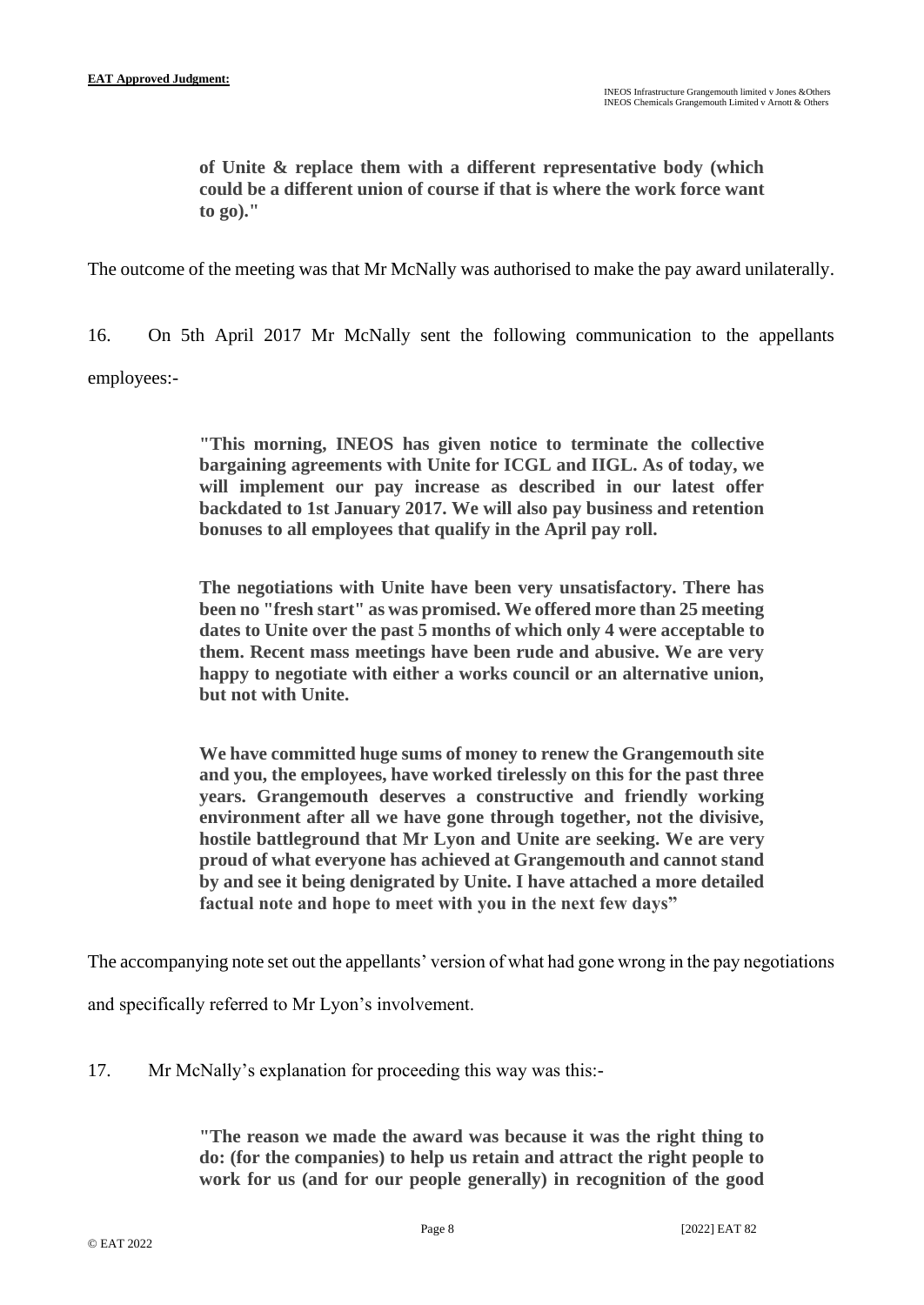> **of Unite & replace them with a different representative body (which could be a different union of course if that is where the work force want to go)."**

The outcome of the meeting was that Mr McNally was authorised to make the pay award unilaterally.

16. On 5th April 2017 Mr McNally sent the following communication to the appellants employees:-

> **"This morning, INEOS has given notice to terminate the collective bargaining agreements with Unite for ICGL and IIGL. As of today, we will implement our pay increase as described in our latest offer backdated to 1st January 2017. We will also pay business and retention bonuses to all employees that qualify in the April pay roll.**
>
> **The negotiations with Unite have been very unsatisfactory. There has been no "fresh start" as was promised. We offered more than 25 meeting dates to Unite over the past 5 months of which only 4 were acceptable to them. Recent mass meetings have been rude and abusive. We are very happy to negotiate with either a works council or an alternative union, but not with Unite.**
>
> **We have committed huge sums of money to renew the Grangemouth site and you, the employees, have worked tirelessly on this for the past three years. Grangemouth deserves a constructive and friendly working environment after all we have gone through together, not the divisive, hostile battleground that Mr Lyon and Unite are seeking. We are very proud of what everyone has achieved at Grangemouth and cannot stand by and see it being denigrated by Unite. I have attached a more detailed factual note and hope to meet with you in the next few days"**

The accompanying note set out the appellants' version of what had gone wrong in the pay negotiations and specifically referred to Mr Lyon's involvement.

17. Mr McNally's explanation for proceeding this way was this:-

> **"The reason we made the award was because it was the right thing to do: (for the companies) to help us retain and attract the right people to work for us (and for our people generally) in recognition of the good**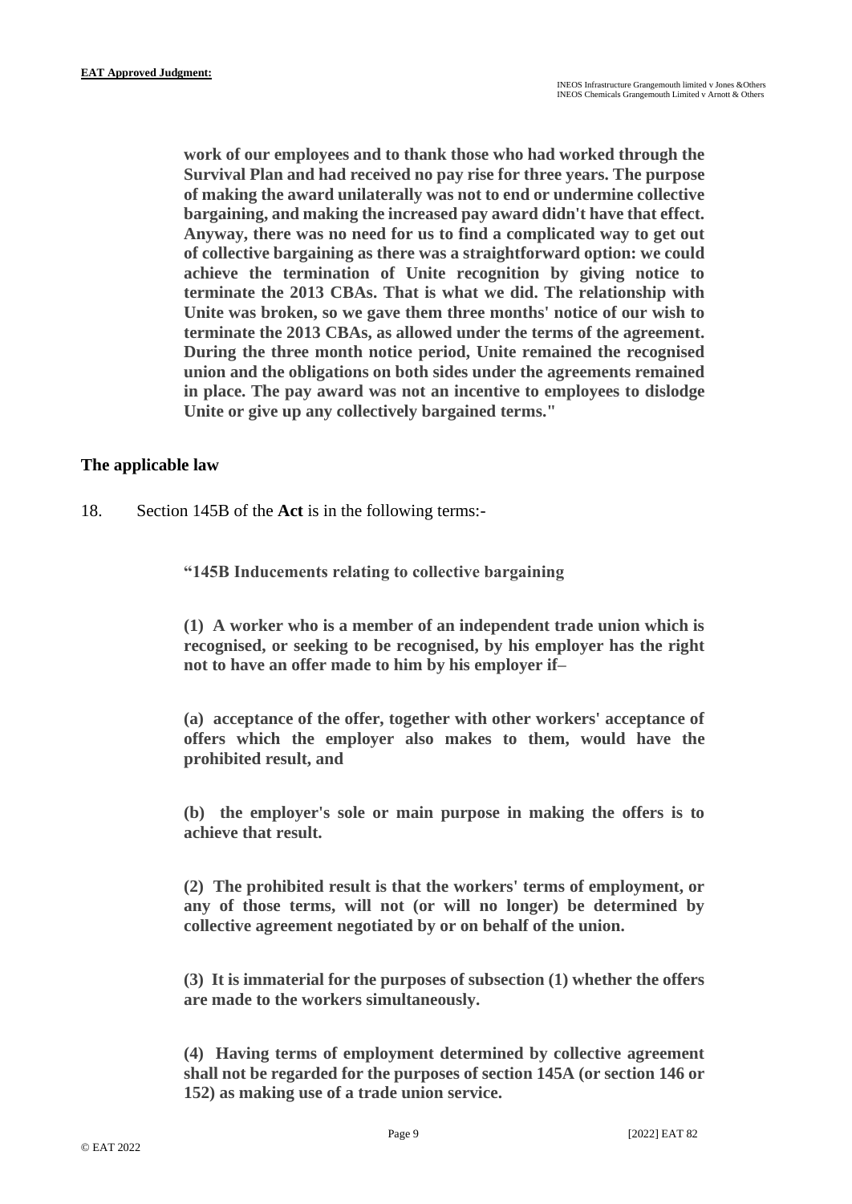**work of our employees and to thank those who had worked through the Survival Plan and had received no pay rise for three years. The purpose of making the award unilaterally was not to end or undermine collective bargaining, and making the increased pay award didn't have that effect. Anyway, there was no need for us to find a complicated way to get out of collective bargaining as there was a straightforward option: we could achieve the termination of Unite recognition by giving notice to terminate the 2013 CBAs. That is what we did. The relationship with Unite was broken, so we gave them three months' notice of our wish to terminate the 2013 CBAs, as allowed under the terms of the agreement. During the three month notice period, Unite remained the recognised union and the obligations on both sides under the agreements remained in place. The pay award was not an incentive to employees to dislodge Unite or give up any collectively bargained terms."**

## The applicable law

18. Section 145B of the **Act** is in the following terms:-

> **"145B Inducements relating to collective bargaining**
>
> **(1) A worker who is a member of an independent trade union which is recognised, or seeking to be recognised, by his employer has the right not to have an offer made to him by his employer if–**
>
> **(a) acceptance of the offer, together with other workers' acceptance of offers which the employer also makes to them, would have the prohibited result, and**
>
> **(b) the employer's sole or main purpose in making the offers is to achieve that result.**
>
> **(2) The prohibited result is that the workers' terms of employment, or any of those terms, will not (or will no longer) be determined by collective agreement negotiated by or on behalf of the union.**
>
> **(3) It is immaterial for the purposes of subsection (1) whether the offers are made to the workers simultaneously.**
>
> **(4) Having terms of employment determined by collective agreement shall not be regarded for the purposes of section 145A (or section 146 or 152) as making use of a trade union service.**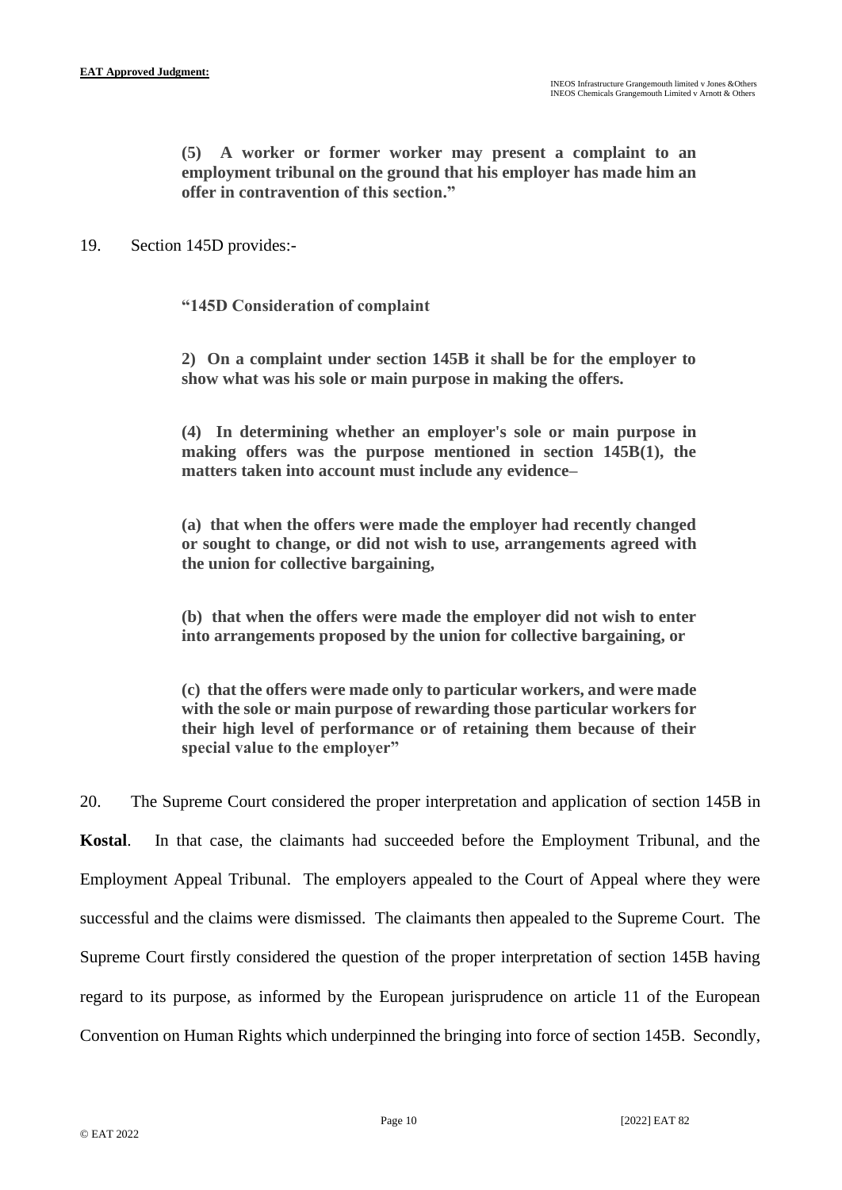> **(5) A worker or former worker may present a complaint to an employment tribunal on the ground that his employer has made him an offer in contravention of this section."**

19. Section 145D provides:-

> **"145D Consideration of complaint**
>
> **2) On a complaint under section 145B it shall be for the employer to show what was his sole or main purpose in making the offers.**
>
> **(4) In determining whether an employer's sole or main purpose in making offers was the purpose mentioned in section 145B(1), the matters taken into account must include any evidence–**
>
> **(a) that when the offers were made the employer had recently changed or sought to change, or did not wish to use, arrangements agreed with the union for collective bargaining,**
>
> **(b) that when the offers were made the employer did not wish to enter into arrangements proposed by the union for collective bargaining, or**
>
> **(c) that the offers were made only to particular workers, and were made with the sole or main purpose of rewarding those particular workers for their high level of performance or of retaining them because of their special value to the employer"**

20. The Supreme Court considered the proper interpretation and application of section 145B in **Kostal**. In that case, the claimants had succeeded before the Employment Tribunal, and the Employment Appeal Tribunal. The employers appealed to the Court of Appeal where they were successful and the claims were dismissed. The claimants then appealed to the Supreme Court. The Supreme Court firstly considered the question of the proper interpretation of section 145B having regard to its purpose, as informed by the European jurisprudence on article 11 of the European Convention on Human Rights which underpinned the bringing into force of section 145B. Secondly,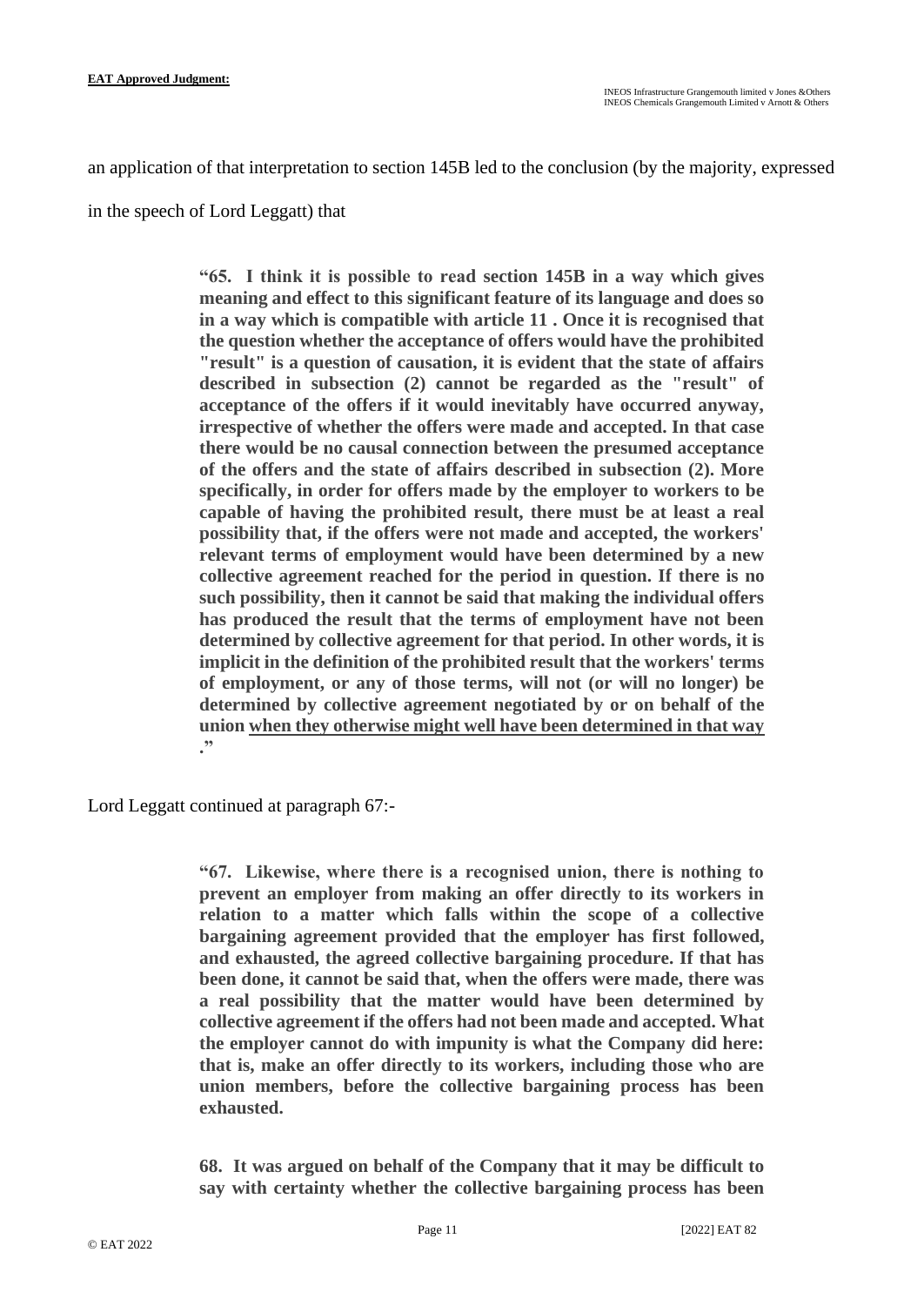an application of that interpretation to section 145B led to the conclusion (by the majority, expressed in the speech of Lord Leggatt) that

> **"65. I think it is possible to read section 145B in a way which gives meaning and effect to this significant feature of its language and does so in a way which is compatible with article 11 . Once it is recognised that the question whether the acceptance of offers would have the prohibited "result" is a question of causation, it is evident that the state of affairs described in subsection (2) cannot be regarded as the "result" of acceptance of the offers if it would inevitably have occurred anyway, irrespective of whether the offers were made and accepted. In that case there would be no causal connection between the presumed acceptance of the offers and the state of affairs described in subsection (2). More specifically, in order for offers made by the employer to workers to be capable of having the prohibited result, there must be at least a real possibility that, if the offers were not made and accepted, the workers' relevant terms of employment would have been determined by a new collective agreement reached for the period in question. If there is no such possibility, then it cannot be said that making the individual offers has produced the result that the terms of employment have not been determined by collective agreement for that period. In other words, it is implicit in the definition of the prohibited result that the workers' terms of employment, or any of those terms, will not (or will no longer) be determined by collective agreement negotiated by or on behalf of the union <u>when they otherwise might well have been determined in that way</u> ."**

Lord Leggatt continued at paragraph 67:-

> **"67. Likewise, where there is a recognised union, there is nothing to prevent an employer from making an offer directly to its workers in relation to a matter which falls within the scope of a collective bargaining agreement provided that the employer has first followed, and exhausted, the agreed collective bargaining procedure. If that has been done, it cannot be said that, when the offers were made, there was a real possibility that the matter would have been determined by collective agreement if the offers had not been made and accepted. What the employer cannot do with impunity is what the Company did here: that is, make an offer directly to its workers, including those who are union members, before the collective bargaining process has been exhausted.**
>
> **68. It was argued on behalf of the Company that it may be difficult to say with certainty whether the collective bargaining process has been**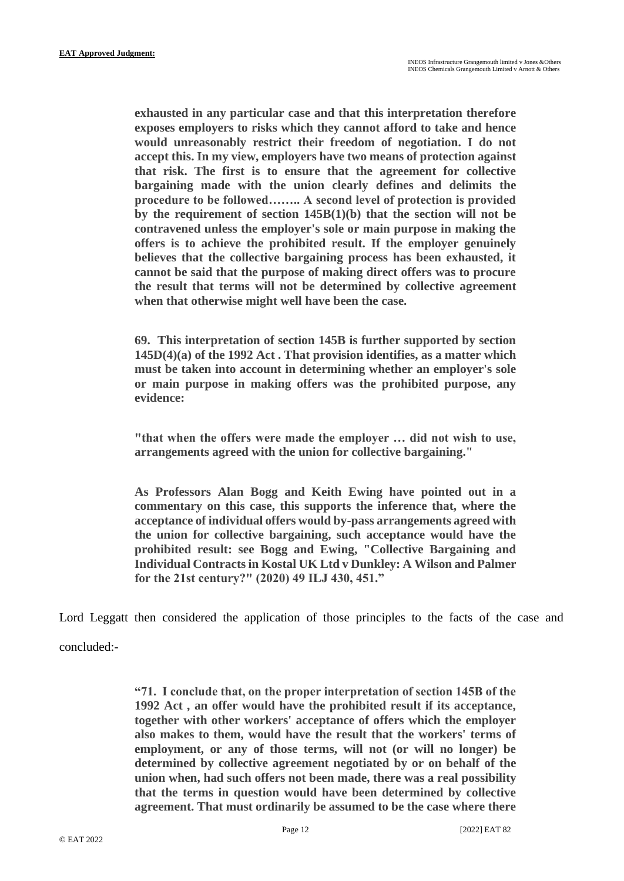**exhausted in any particular case and that this interpretation therefore exposes employers to risks which they cannot afford to take and hence would unreasonably restrict their freedom of negotiation. I do not accept this. In my view, employers have two means of protection against that risk. The first is to ensure that the agreement for collective bargaining made with the union clearly defines and delimits the procedure to be followed…….. A second level of protection is provided by the requirement of section 145B(1)(b) that the section will not be contravened unless the employer's sole or main purpose in making the offers is to achieve the prohibited result. If the employer genuinely believes that the collective bargaining process has been exhausted, it cannot be said that the purpose of making direct offers was to procure the result that terms will not be determined by collective agreement when that otherwise might well have been the case.**

**69. This interpretation of section 145B is further supported by section 145D(4)(a) of the 1992 Act . That provision identifies, as a matter which must be taken into account in determining whether an employer's sole or main purpose in making offers was the prohibited purpose, any evidence:**

**"that when the offers were made the employer … did not wish to use, arrangements agreed with the union for collective bargaining."**

**As Professors Alan Bogg and Keith Ewing have pointed out in a commentary on this case, this supports the inference that, where the acceptance of individual offers would by-pass arrangements agreed with the union for collective bargaining, such acceptance would have the prohibited result: see Bogg and Ewing, "Collective Bargaining and Individual Contracts in Kostal UK Ltd v Dunkley: A Wilson and Palmer for the 21st century?" (2020) 49 ILJ 430, 451."**

Lord Leggatt then considered the application of those principles to the facts of the case and concluded:-

**"71. I conclude that, on the proper interpretation of section 145B of the 1992 Act , an offer would have the prohibited result if its acceptance, together with other workers' acceptance of offers which the employer also makes to them, would have the result that the workers' terms of employment, or any of those terms, will not (or will no longer) be determined by collective agreement negotiated by or on behalf of the union when, had such offers not been made, there was a real possibility that the terms in question would have been determined by collective agreement. That must ordinarily be assumed to be the case where there**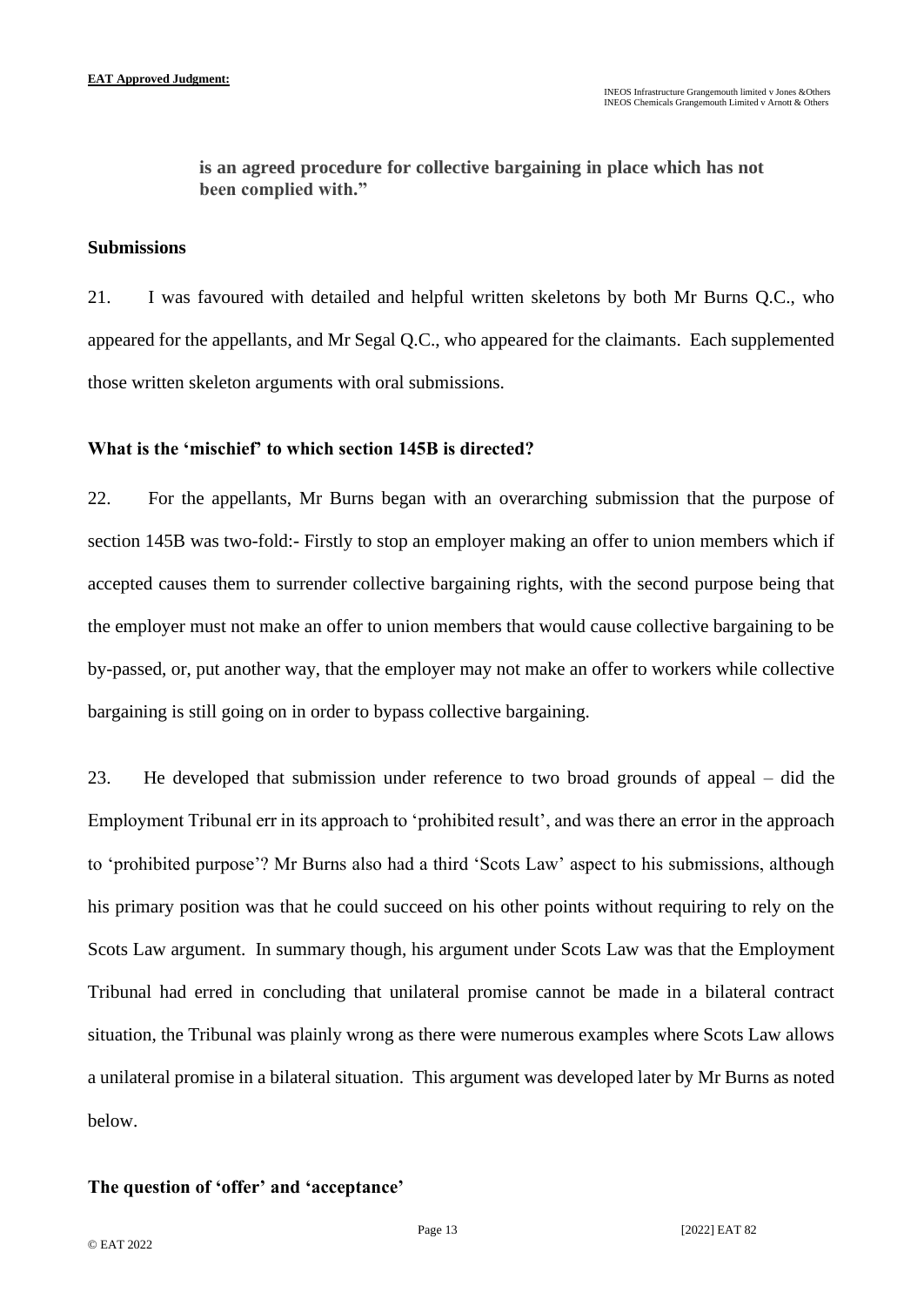**is an agreed procedure for collective bargaining in place which has not been complied with."**

## Submissions

21. I was favoured with detailed and helpful written skeletons by both Mr Burns Q.C., who appeared for the appellants, and Mr Segal Q.C., who appeared for the claimants. Each supplemented those written skeleton arguments with oral submissions.

## What is the 'mischief' to which section 145B is directed?

22. For the appellants, Mr Burns began with an overarching submission that the purpose of section 145B was two-fold:- Firstly to stop an employer making an offer to union members which if accepted causes them to surrender collective bargaining rights, with the second purpose being that the employer must not make an offer to union members that would cause collective bargaining to be by-passed, or, put another way, that the employer may not make an offer to workers while collective bargaining is still going on in order to bypass collective bargaining.

23. He developed that submission under reference to two broad grounds of appeal – did the Employment Tribunal err in its approach to 'prohibited result', and was there an error in the approach to 'prohibited purpose'? Mr Burns also had a third 'Scots Law' aspect to his submissions, although his primary position was that he could succeed on his other points without requiring to rely on the Scots Law argument. In summary though, his argument under Scots Law was that the Employment Tribunal had erred in concluding that unilateral promise cannot be made in a bilateral contract situation, the Tribunal was plainly wrong as there were numerous examples where Scots Law allows a unilateral promise in a bilateral situation. This argument was developed later by Mr Burns as noted below.

## The question of 'offer' and 'acceptance'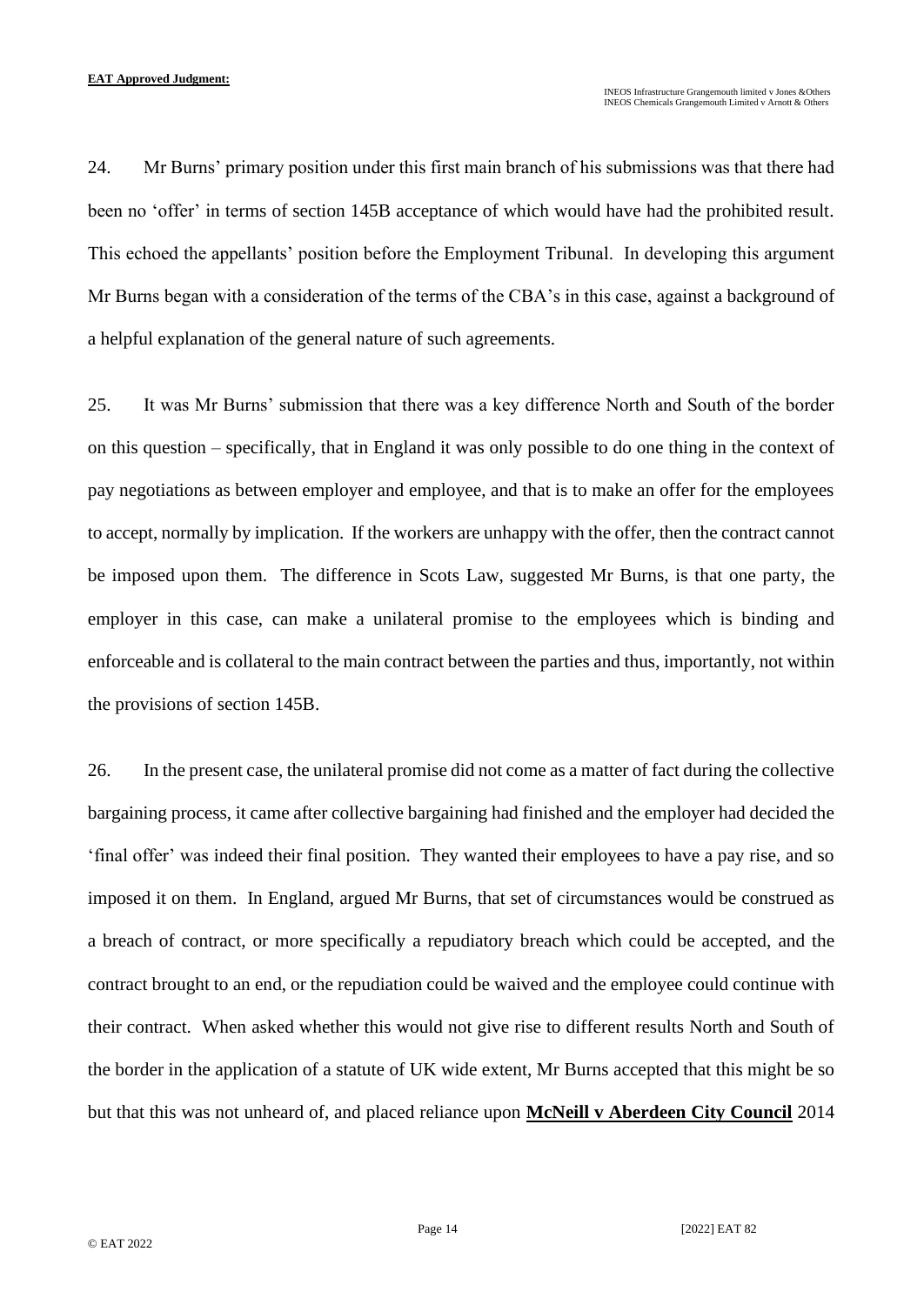24. Mr Burns' primary position under this first main branch of his submissions was that there had been no 'offer' in terms of section 145B acceptance of which would have had the prohibited result. This echoed the appellants' position before the Employment Tribunal. In developing this argument Mr Burns began with a consideration of the terms of the CBA's in this case, against a background of a helpful explanation of the general nature of such agreements.

25. It was Mr Burns' submission that there was a key difference North and South of the border on this question – specifically, that in England it was only possible to do one thing in the context of pay negotiations as between employer and employee, and that is to make an offer for the employees to accept, normally by implication. If the workers are unhappy with the offer, then the contract cannot be imposed upon them. The difference in Scots Law, suggested Mr Burns, is that one party, the employer in this case, can make a unilateral promise to the employees which is binding and enforceable and is collateral to the main contract between the parties and thus, importantly, not within the provisions of section 145B.

26. In the present case, the unilateral promise did not come as a matter of fact during the collective bargaining process, it came after collective bargaining had finished and the employer had decided the 'final offer' was indeed their final position. They wanted their employees to have a pay rise, and so imposed it on them. In England, argued Mr Burns, that set of circumstances would be construed as a breach of contract, or more specifically a repudiatory breach which could be accepted, and the contract brought to an end, or the repudiation could be waived and the employee could continue with their contract. When asked whether this would not give rise to different results North and South of the border in the application of a statute of UK wide extent, Mr Burns accepted that this might be so but that this was not unheard of, and placed reliance upon **McNeill v Aberdeen City Council** 2014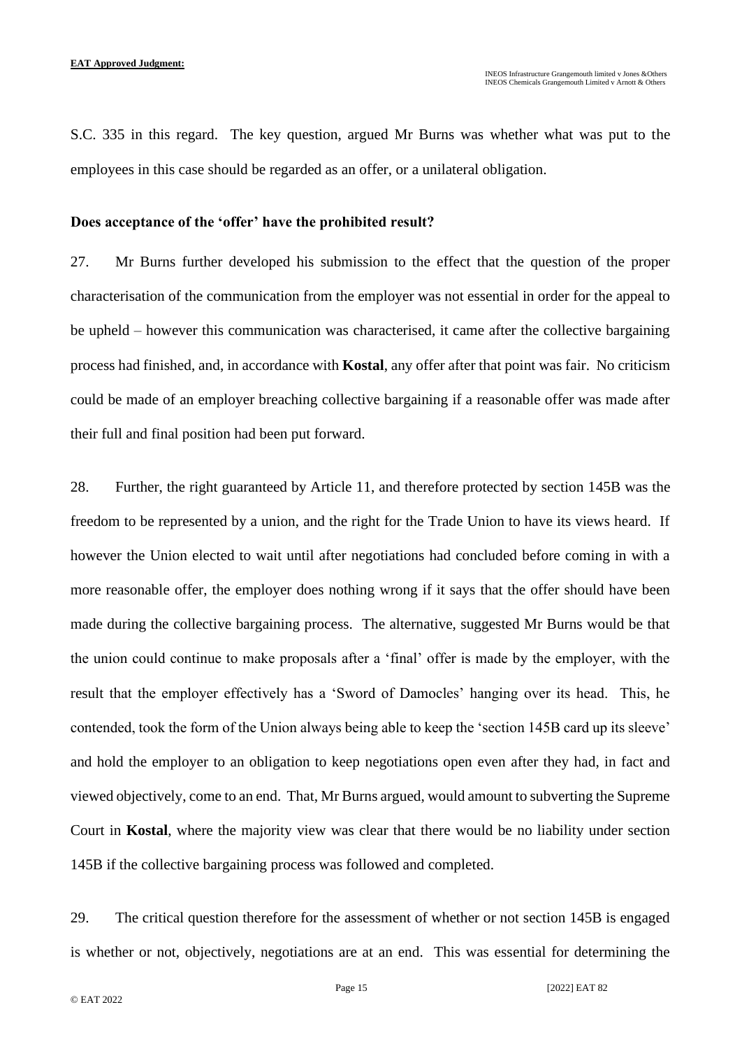S.C. 335 in this regard. The key question, argued Mr Burns was whether what was put to the employees in this case should be regarded as an offer, or a unilateral obligation.

### Does acceptance of the 'offer' have the prohibited result?

27. Mr Burns further developed his submission to the effect that the question of the proper characterisation of the communication from the employer was not essential in order for the appeal to be upheld – however this communication was characterised, it came after the collective bargaining process had finished, and, in accordance with **Kostal**, any offer after that point was fair. No criticism could be made of an employer breaching collective bargaining if a reasonable offer was made after their full and final position had been put forward.

28. Further, the right guaranteed by Article 11, and therefore protected by section 145B was the freedom to be represented by a union, and the right for the Trade Union to have its views heard. If however the Union elected to wait until after negotiations had concluded before coming in with a more reasonable offer, the employer does nothing wrong if it says that the offer should have been made during the collective bargaining process. The alternative, suggested Mr Burns would be that the union could continue to make proposals after a 'final' offer is made by the employer, with the result that the employer effectively has a 'Sword of Damocles' hanging over its head. This, he contended, took the form of the Union always being able to keep the 'section 145B card up its sleeve' and hold the employer to an obligation to keep negotiations open even after they had, in fact and viewed objectively, come to an end. That, Mr Burns argued, would amount to subverting the Supreme Court in **Kostal**, where the majority view was clear that there would be no liability under section 145B if the collective bargaining process was followed and completed.

29. The critical question therefore for the assessment of whether or not section 145B is engaged is whether or not, objectively, negotiations are at an end. This was essential for determining the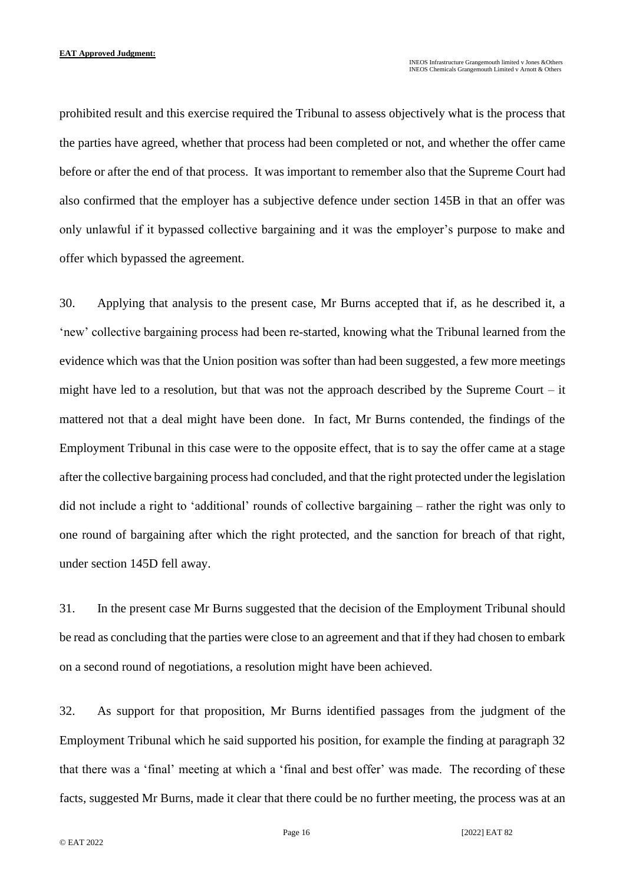prohibited result and this exercise required the Tribunal to assess objectively what is the process that the parties have agreed, whether that process had been completed or not, and whether the offer came before or after the end of that process. It was important to remember also that the Supreme Court had also confirmed that the employer has a subjective defence under section 145B in that an offer was only unlawful if it bypassed collective bargaining and it was the employer's purpose to make and offer which bypassed the agreement.

30. Applying that analysis to the present case, Mr Burns accepted that if, as he described it, a 'new' collective bargaining process had been re-started, knowing what the Tribunal learned from the evidence which was that the Union position was softer than had been suggested, a few more meetings might have led to a resolution, but that was not the approach described by the Supreme Court – it mattered not that a deal might have been done. In fact, Mr Burns contended, the findings of the Employment Tribunal in this case were to the opposite effect, that is to say the offer came at a stage after the collective bargaining process had concluded, and that the right protected under the legislation did not include a right to 'additional' rounds of collective bargaining – rather the right was only to one round of bargaining after which the right protected, and the sanction for breach of that right, under section 145D fell away.

31. In the present case Mr Burns suggested that the decision of the Employment Tribunal should be read as concluding that the parties were close to an agreement and that if they had chosen to embark on a second round of negotiations, a resolution might have been achieved.

32. As support for that proposition, Mr Burns identified passages from the judgment of the Employment Tribunal which he said supported his position, for example the finding at paragraph 32 that there was a 'final' meeting at which a 'final and best offer' was made. The recording of these facts, suggested Mr Burns, made it clear that there could be no further meeting, the process was at an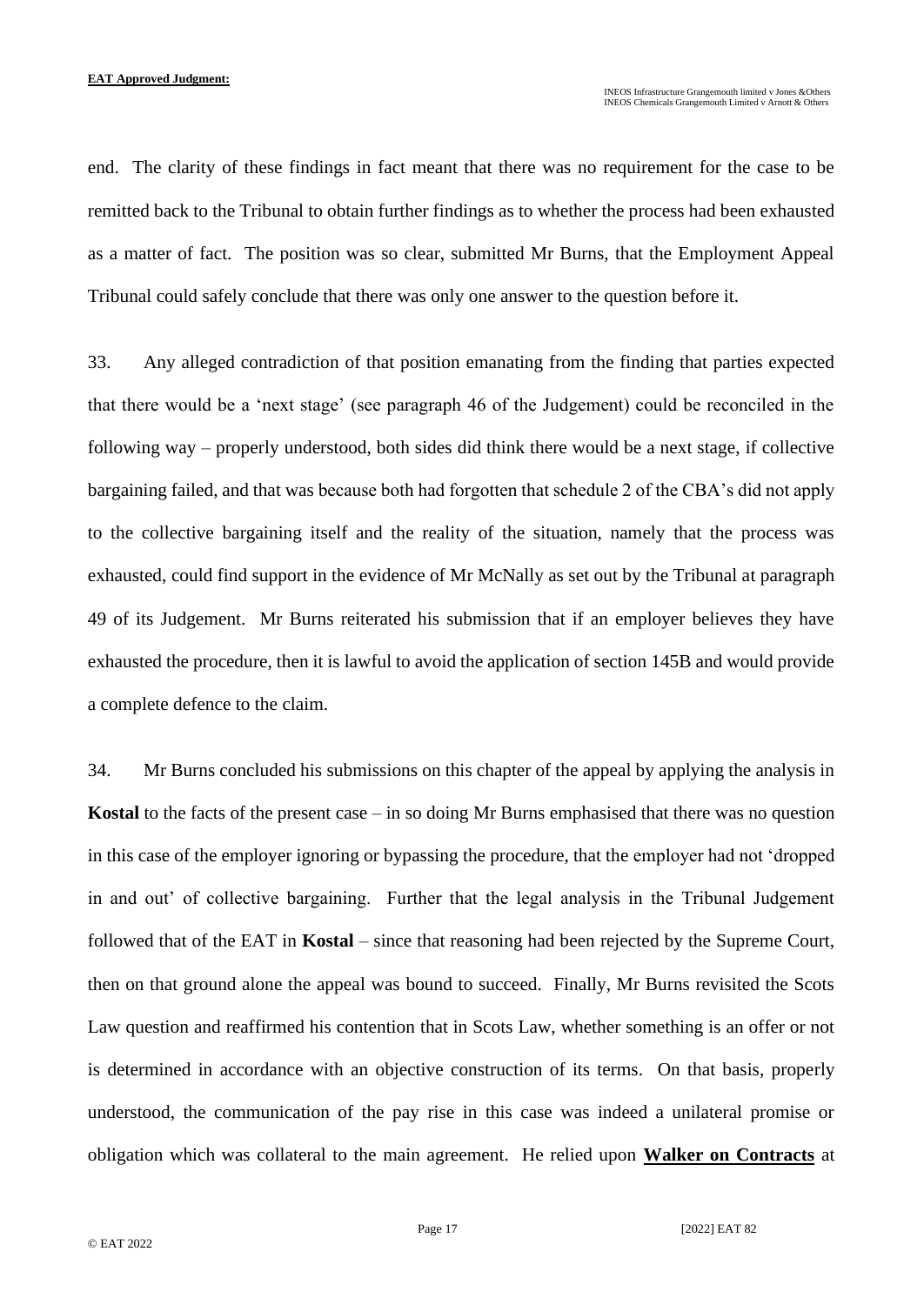end. The clarity of these findings in fact meant that there was no requirement for the case to be remitted back to the Tribunal to obtain further findings as to whether the process had been exhausted as a matter of fact. The position was so clear, submitted Mr Burns, that the Employment Appeal Tribunal could safely conclude that there was only one answer to the question before it.

33. Any alleged contradiction of that position emanating from the finding that parties expected that there would be a 'next stage' (see paragraph 46 of the Judgement) could be reconciled in the following way – properly understood, both sides did think there would be a next stage, if collective bargaining failed, and that was because both had forgotten that schedule 2 of the CBA's did not apply to the collective bargaining itself and the reality of the situation, namely that the process was exhausted, could find support in the evidence of Mr McNally as set out by the Tribunal at paragraph 49 of its Judgement. Mr Burns reiterated his submission that if an employer believes they have exhausted the procedure, then it is lawful to avoid the application of section 145B and would provide a complete defence to the claim.

34. Mr Burns concluded his submissions on this chapter of the appeal by applying the analysis in **Kostal** to the facts of the present case – in so doing Mr Burns emphasised that there was no question in this case of the employer ignoring or bypassing the procedure, that the employer had not 'dropped in and out' of collective bargaining. Further that the legal analysis in the Tribunal Judgement followed that of the EAT in **Kostal** – since that reasoning had been rejected by the Supreme Court, then on that ground alone the appeal was bound to succeed. Finally, Mr Burns revisited the Scots Law question and reaffirmed his contention that in Scots Law, whether something is an offer or not is determined in accordance with an objective construction of its terms. On that basis, properly understood, the communication of the pay rise in this case was indeed a unilateral promise or obligation which was collateral to the main agreement. He relied upon **Walker on Contracts** at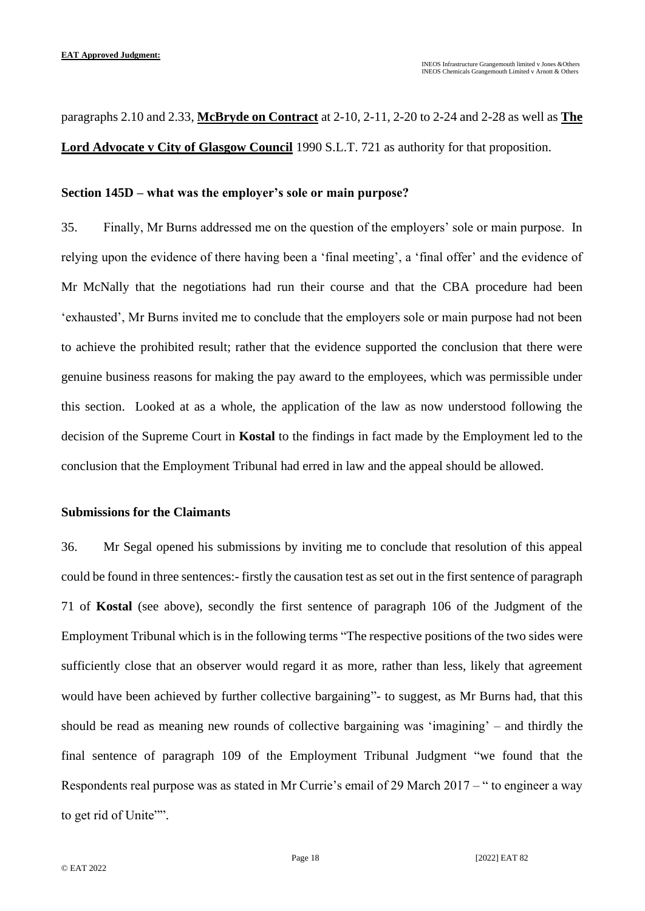paragraphs 2.10 and 2.33, **McBryde on Contract** at 2-10, 2-11, 2-20 to 2-24 and 2-28 as well as **The Lord Advocate v City of Glasgow Council** 1990 S.L.T. 721 as authority for that proposition.

**Section 145D – what was the employer's sole or main purpose?**

35. Finally, Mr Burns addressed me on the question of the employers' sole or main purpose. In relying upon the evidence of there having been a 'final meeting', a 'final offer' and the evidence of Mr McNally that the negotiations had run their course and that the CBA procedure had been 'exhausted', Mr Burns invited me to conclude that the employers sole or main purpose had not been to achieve the prohibited result; rather that the evidence supported the conclusion that there were genuine business reasons for making the pay award to the employees, which was permissible under this section. Looked at as a whole, the application of the law as now understood following the decision of the Supreme Court in **Kostal** to the findings in fact made by the Employment led to the conclusion that the Employment Tribunal had erred in law and the appeal should be allowed.

**Submissions for the Claimants**

36. Mr Segal opened his submissions by inviting me to conclude that resolution of this appeal could be found in three sentences:- firstly the causation test as set out in the first sentence of paragraph 71 of **Kostal** (see above), secondly the first sentence of paragraph 106 of the Judgment of the Employment Tribunal which is in the following terms "The respective positions of the two sides were sufficiently close that an observer would regard it as more, rather than less, likely that agreement would have been achieved by further collective bargaining"- to suggest, as Mr Burns had, that this should be read as meaning new rounds of collective bargaining was 'imagining' – and thirdly the final sentence of paragraph 109 of the Employment Tribunal Judgment "we found that the Respondents real purpose was as stated in Mr Currie's email of 29 March 2017 – " to engineer a way to get rid of Unite"".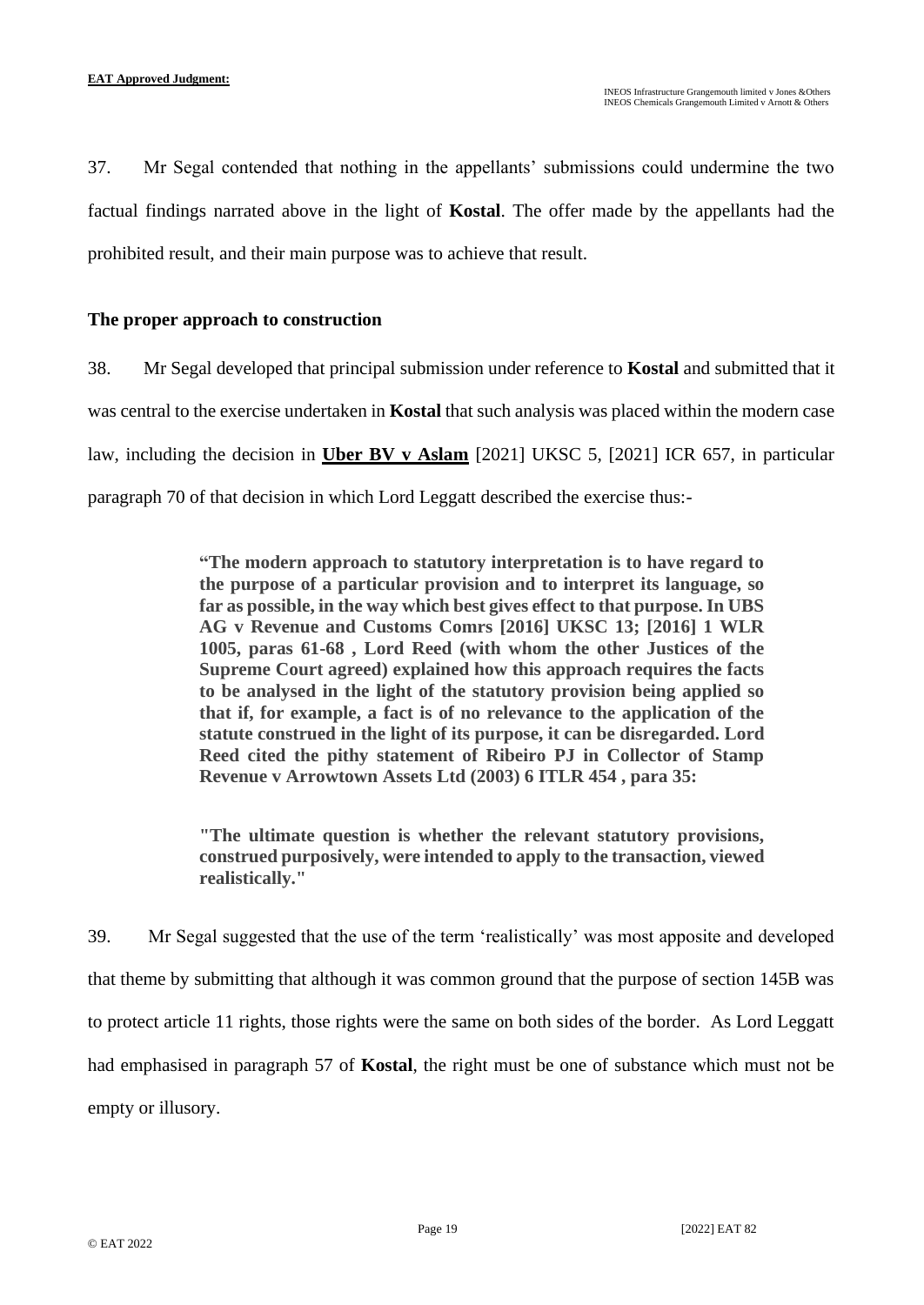37. Mr Segal contended that nothing in the appellants' submissions could undermine the two factual findings narrated above in the light of **Kostal**. The offer made by the appellants had the prohibited result, and their main purpose was to achieve that result.

### The proper approach to construction

38. Mr Segal developed that principal submission under reference to **Kostal** and submitted that it was central to the exercise undertaken in **Kostal** that such analysis was placed within the modern case law, including the decision in **Uber BV v Aslam** [2021] UKSC 5, [2021] ICR 657, in particular paragraph 70 of that decision in which Lord Leggatt described the exercise thus:-

> **"The modern approach to statutory interpretation is to have regard to the purpose of a particular provision and to interpret its language, so far as possible, in the way which best gives effect to that purpose. In UBS AG v Revenue and Customs Comrs [2016] UKSC 13; [2016] 1 WLR 1005, paras 61-68 , Lord Reed (with whom the other Justices of the Supreme Court agreed) explained how this approach requires the facts to be analysed in the light of the statutory provision being applied so that if, for example, a fact is of no relevance to the application of the statute construed in the light of its purpose, it can be disregarded. Lord Reed cited the pithy statement of Ribeiro PJ in Collector of Stamp Revenue v Arrowtown Assets Ltd (2003) 6 ITLR 454 , para 35:**
>
> **"The ultimate question is whether the relevant statutory provisions, construed purposively, were intended to apply to the transaction, viewed realistically."**

39. Mr Segal suggested that the use of the term 'realistically' was most apposite and developed that theme by submitting that although it was common ground that the purpose of section 145B was to protect article 11 rights, those rights were the same on both sides of the border. As Lord Leggatt had emphasised in paragraph 57 of **Kostal**, the right must be one of substance which must not be empty or illusory.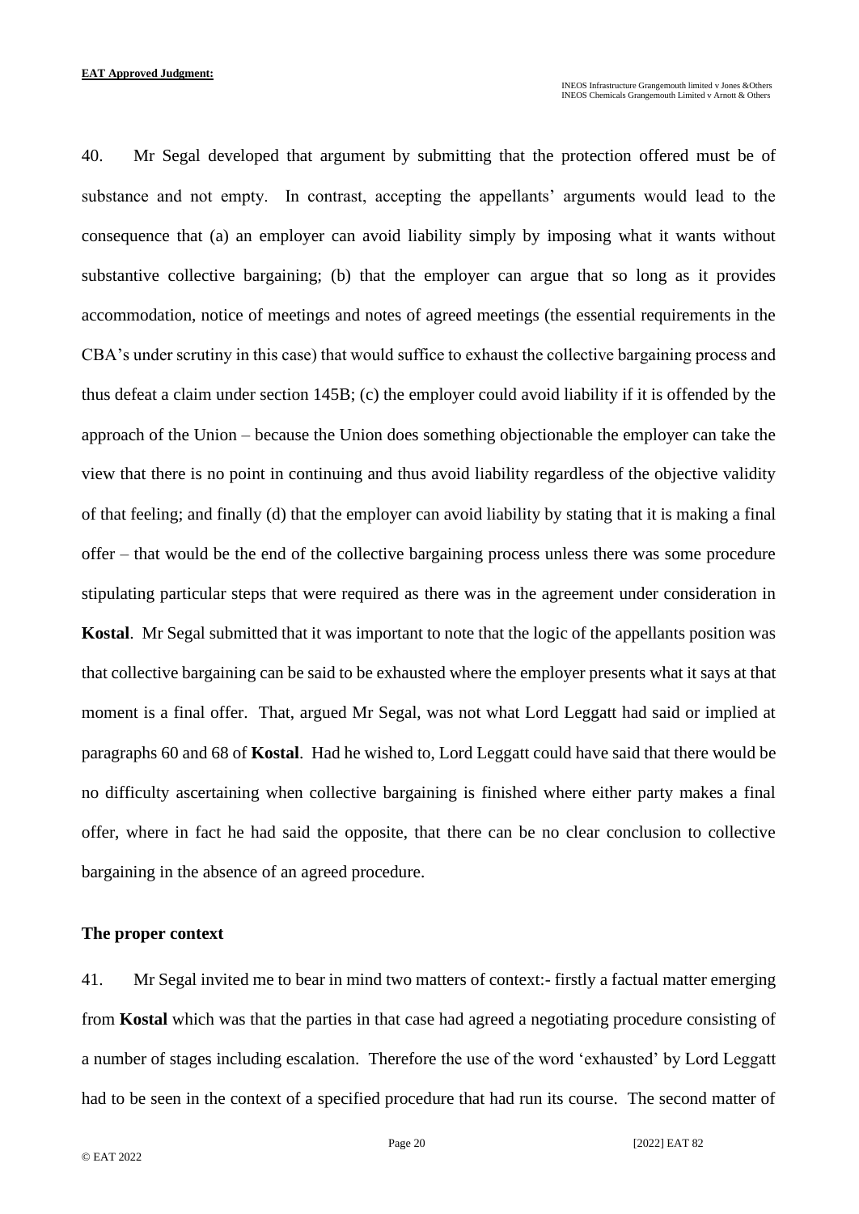40. Mr Segal developed that argument by submitting that the protection offered must be of substance and not empty. In contrast, accepting the appellants' arguments would lead to the consequence that (a) an employer can avoid liability simply by imposing what it wants without substantive collective bargaining; (b) that the employer can argue that so long as it provides accommodation, notice of meetings and notes of agreed meetings (the essential requirements in the CBA's under scrutiny in this case) that would suffice to exhaust the collective bargaining process and thus defeat a claim under section 145B; (c) the employer could avoid liability if it is offended by the approach of the Union – because the Union does something objectionable the employer can take the view that there is no point in continuing and thus avoid liability regardless of the objective validity of that feeling; and finally (d) that the employer can avoid liability by stating that it is making a final offer – that would be the end of the collective bargaining process unless there was some procedure stipulating particular steps that were required as there was in the agreement under consideration in **Kostal**. Mr Segal submitted that it was important to note that the logic of the appellants position was that collective bargaining can be said to be exhausted where the employer presents what it says at that moment is a final offer. That, argued Mr Segal, was not what Lord Leggatt had said or implied at paragraphs 60 and 68 of **Kostal**. Had he wished to, Lord Leggatt could have said that there would be no difficulty ascertaining when collective bargaining is finished where either party makes a final offer, where in fact he had said the opposite, that there can be no clear conclusion to collective bargaining in the absence of an agreed procedure.

**The proper context**

41. Mr Segal invited me to bear in mind two matters of context:- firstly a factual matter emerging from **Kostal** which was that the parties in that case had agreed a negotiating procedure consisting of a number of stages including escalation. Therefore the use of the word 'exhausted' by Lord Leggatt had to be seen in the context of a specified procedure that had run its course. The second matter of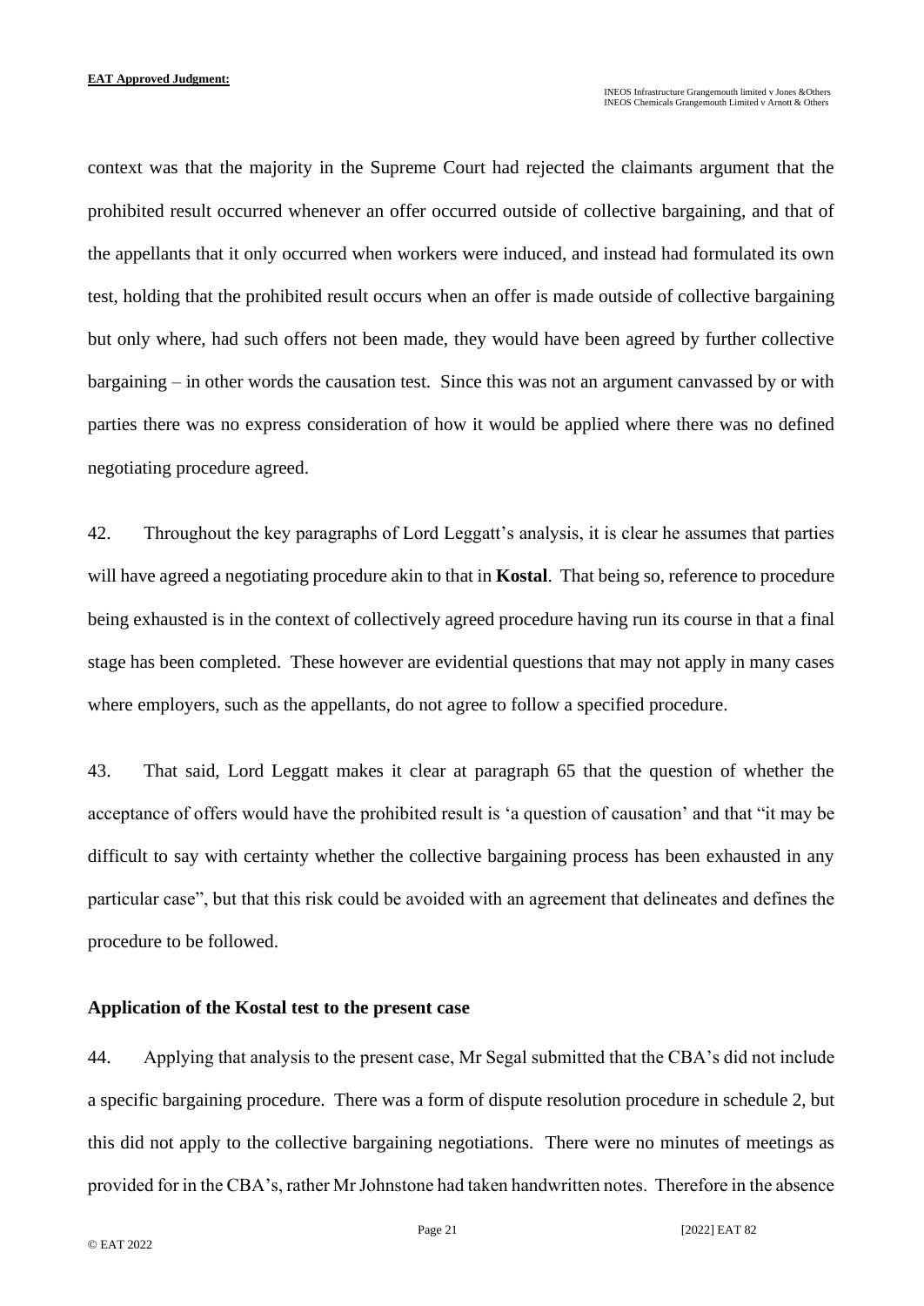context was that the majority in the Supreme Court had rejected the claimants argument that the prohibited result occurred whenever an offer occurred outside of collective bargaining, and that of the appellants that it only occurred when workers were induced, and instead had formulated its own test, holding that the prohibited result occurs when an offer is made outside of collective bargaining but only where, had such offers not been made, they would have been agreed by further collective bargaining – in other words the causation test. Since this was not an argument canvassed by or with parties there was no express consideration of how it would be applied where there was no defined negotiating procedure agreed.

42. Throughout the key paragraphs of Lord Leggatt's analysis, it is clear he assumes that parties will have agreed a negotiating procedure akin to that in **Kostal**. That being so, reference to procedure being exhausted is in the context of collectively agreed procedure having run its course in that a final stage has been completed. These however are evidential questions that may not apply in many cases where employers, such as the appellants, do not agree to follow a specified procedure.

43. That said, Lord Leggatt makes it clear at paragraph 65 that the question of whether the acceptance of offers would have the prohibited result is 'a question of causation' and that "it may be difficult to say with certainty whether the collective bargaining process has been exhausted in any particular case", but that this risk could be avoided with an agreement that delineates and defines the procedure to be followed.

**Application of the Kostal test to the present case**

44. Applying that analysis to the present case, Mr Segal submitted that the CBA's did not include a specific bargaining procedure. There was a form of dispute resolution procedure in schedule 2, but this did not apply to the collective bargaining negotiations. There were no minutes of meetings as provided for in the CBA's, rather Mr Johnstone had taken handwritten notes. Therefore in the absence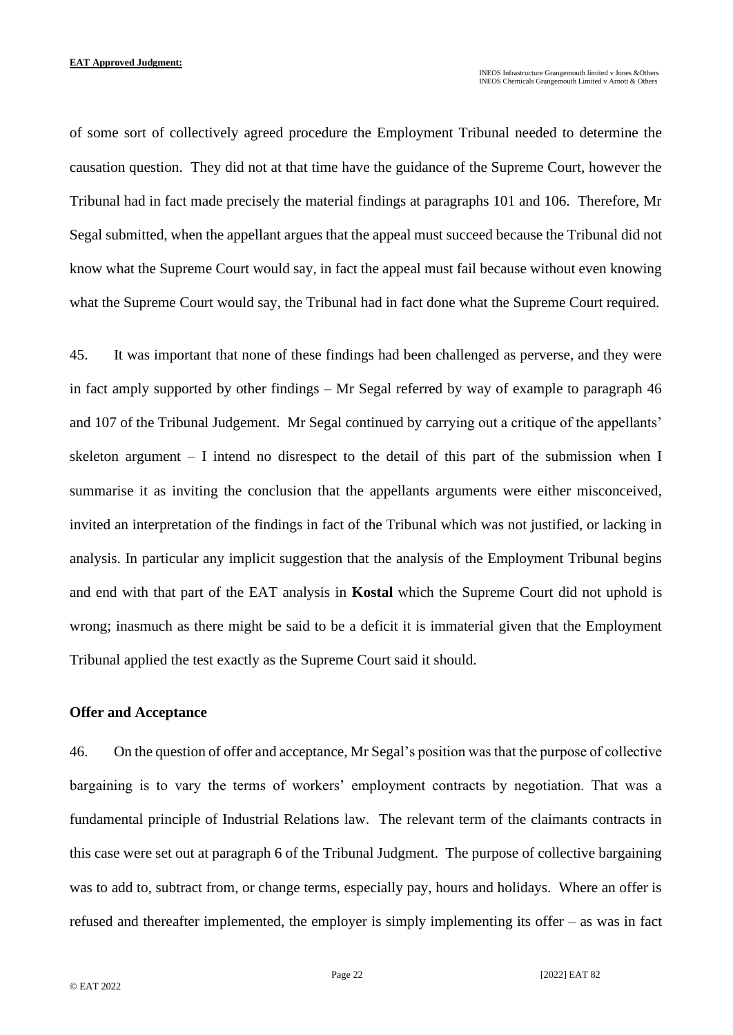of some sort of collectively agreed procedure the Employment Tribunal needed to determine the causation question. They did not at that time have the guidance of the Supreme Court, however the Tribunal had in fact made precisely the material findings at paragraphs 101 and 106. Therefore, Mr Segal submitted, when the appellant argues that the appeal must succeed because the Tribunal did not know what the Supreme Court would say, in fact the appeal must fail because without even knowing what the Supreme Court would say, the Tribunal had in fact done what the Supreme Court required.

45. It was important that none of these findings had been challenged as perverse, and they were in fact amply supported by other findings – Mr Segal referred by way of example to paragraph 46 and 107 of the Tribunal Judgement. Mr Segal continued by carrying out a critique of the appellants' skeleton argument – I intend no disrespect to the detail of this part of the submission when I summarise it as inviting the conclusion that the appellants arguments were either misconceived, invited an interpretation of the findings in fact of the Tribunal which was not justified, or lacking in analysis. In particular any implicit suggestion that the analysis of the Employment Tribunal begins and end with that part of the EAT analysis in **Kostal** which the Supreme Court did not uphold is wrong; inasmuch as there might be said to be a deficit it is immaterial given that the Employment Tribunal applied the test exactly as the Supreme Court said it should.

**Offer and Acceptance**

46. On the question of offer and acceptance, Mr Segal's position was that the purpose of collective bargaining is to vary the terms of workers' employment contracts by negotiation. That was a fundamental principle of Industrial Relations law. The relevant term of the claimants contracts in this case were set out at paragraph 6 of the Tribunal Judgment. The purpose of collective bargaining was to add to, subtract from, or change terms, especially pay, hours and holidays. Where an offer is refused and thereafter implemented, the employer is simply implementing its offer – as was in fact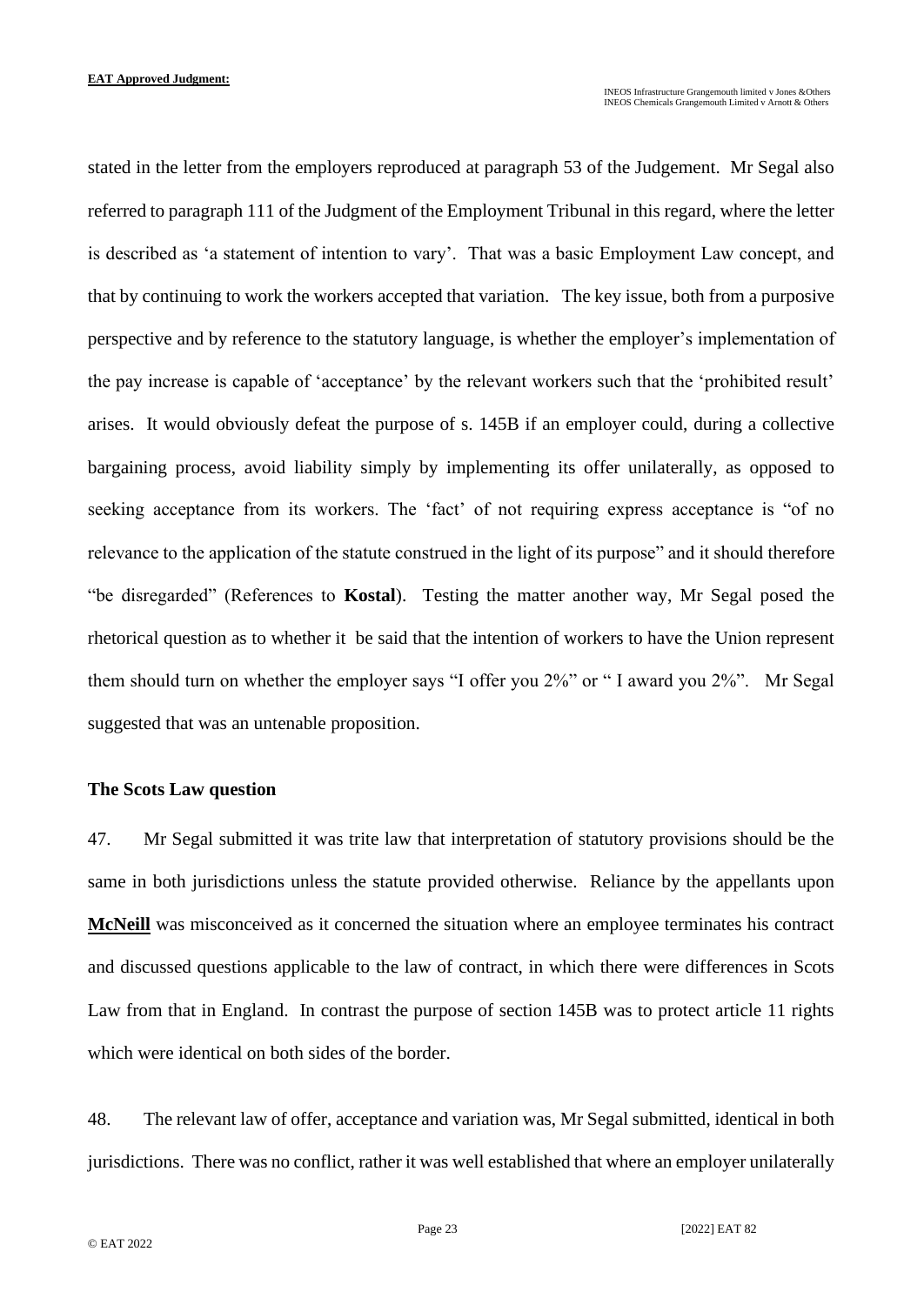stated in the letter from the employers reproduced at paragraph 53 of the Judgement. Mr Segal also referred to paragraph 111 of the Judgment of the Employment Tribunal in this regard, where the letter is described as 'a statement of intention to vary'. That was a basic Employment Law concept, and that by continuing to work the workers accepted that variation. The key issue, both from a purposive perspective and by reference to the statutory language, is whether the employer's implementation of the pay increase is capable of 'acceptance' by the relevant workers such that the 'prohibited result' arises. It would obviously defeat the purpose of s. 145B if an employer could, during a collective bargaining process, avoid liability simply by implementing its offer unilaterally, as opposed to seeking acceptance from its workers. The 'fact' of not requiring express acceptance is "of no relevance to the application of the statute construed in the light of its purpose" and it should therefore "be disregarded" (References to **Kostal**). Testing the matter another way, Mr Segal posed the rhetorical question as to whether it be said that the intention of workers to have the Union represent them should turn on whether the employer says "I offer you 2%" or " I award you 2%". Mr Segal suggested that was an untenable proposition.

**The Scots Law question**

47. Mr Segal submitted it was trite law that interpretation of statutory provisions should be the same in both jurisdictions unless the statute provided otherwise. Reliance by the appellants upon **McNeill** was misconceived as it concerned the situation where an employee terminates his contract and discussed questions applicable to the law of contract, in which there were differences in Scots Law from that in England. In contrast the purpose of section 145B was to protect article 11 rights which were identical on both sides of the border.

48. The relevant law of offer, acceptance and variation was, Mr Segal submitted, identical in both jurisdictions. There was no conflict, rather it was well established that where an employer unilaterally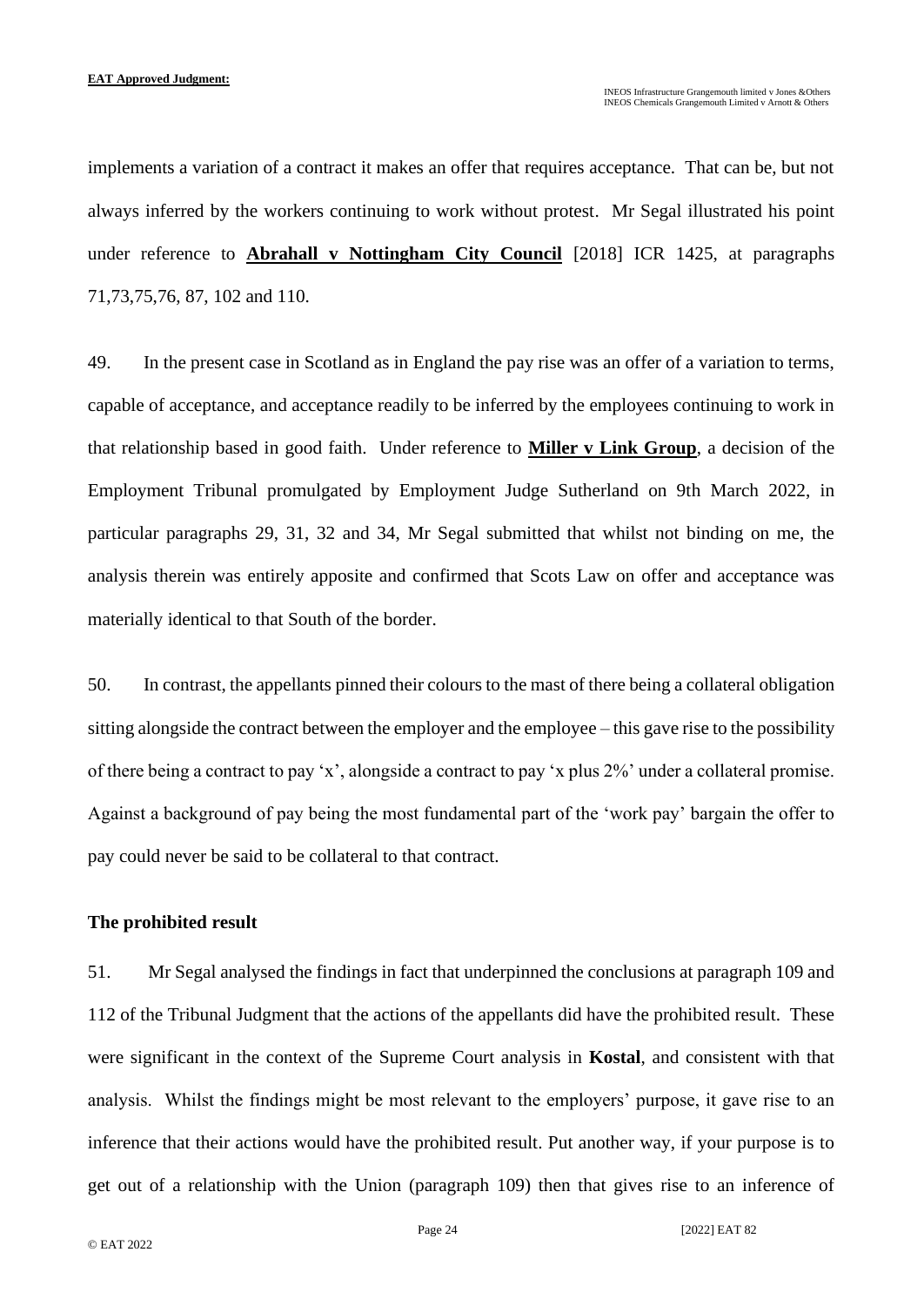implements a variation of a contract it makes an offer that requires acceptance. That can be, but not always inferred by the workers continuing to work without protest. Mr Segal illustrated his point under reference to **Abrahall v Nottingham City Council** [2018] ICR 1425, at paragraphs 71,73,75,76, 87, 102 and 110.

49. In the present case in Scotland as in England the pay rise was an offer of a variation to terms, capable of acceptance, and acceptance readily to be inferred by the employees continuing to work in that relationship based in good faith. Under reference to **Miller v Link Group**, a decision of the Employment Tribunal promulgated by Employment Judge Sutherland on 9th March 2022, in particular paragraphs 29, 31, 32 and 34, Mr Segal submitted that whilst not binding on me, the analysis therein was entirely apposite and confirmed that Scots Law on offer and acceptance was materially identical to that South of the border.

50. In contrast, the appellants pinned their colours to the mast of there being a collateral obligation sitting alongside the contract between the employer and the employee – this gave rise to the possibility of there being a contract to pay 'x', alongside a contract to pay 'x plus 2%' under a collateral promise. Against a background of pay being the most fundamental part of the 'work pay' bargain the offer to pay could never be said to be collateral to that contract.

**The prohibited result**

51. Mr Segal analysed the findings in fact that underpinned the conclusions at paragraph 109 and 112 of the Tribunal Judgment that the actions of the appellants did have the prohibited result. These were significant in the context of the Supreme Court analysis in **Kostal**, and consistent with that analysis. Whilst the findings might be most relevant to the employers' purpose, it gave rise to an inference that their actions would have the prohibited result. Put another way, if your purpose is to get out of a relationship with the Union (paragraph 109) then that gives rise to an inference of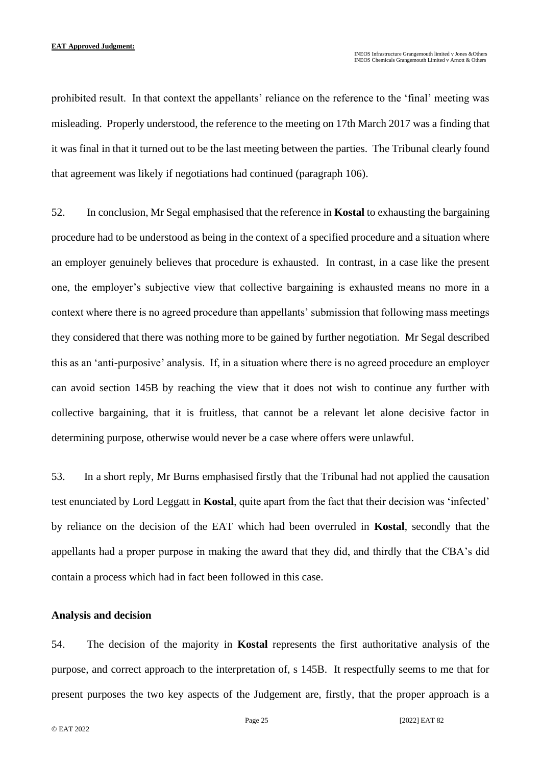prohibited result. In that context the appellants' reliance on the reference to the 'final' meeting was misleading. Properly understood, the reference to the meeting on 17th March 2017 was a finding that it was final in that it turned out to be the last meeting between the parties. The Tribunal clearly found that agreement was likely if negotiations had continued (paragraph 106).

52. In conclusion, Mr Segal emphasised that the reference in **Kostal** to exhausting the bargaining procedure had to be understood as being in the context of a specified procedure and a situation where an employer genuinely believes that procedure is exhausted. In contrast, in a case like the present one, the employer's subjective view that collective bargaining is exhausted means no more in a context where there is no agreed procedure than appellants' submission that following mass meetings they considered that there was nothing more to be gained by further negotiation. Mr Segal described this as an 'anti-purposive' analysis. If, in a situation where there is no agreed procedure an employer can avoid section 145B by reaching the view that it does not wish to continue any further with collective bargaining, that it is fruitless, that cannot be a relevant let alone decisive factor in determining purpose, otherwise would never be a case where offers were unlawful.

53. In a short reply, Mr Burns emphasised firstly that the Tribunal had not applied the causation test enunciated by Lord Leggatt in **Kostal**, quite apart from the fact that their decision was 'infected' by reliance on the decision of the EAT which had been overruled in **Kostal**, secondly that the appellants had a proper purpose in making the award that they did, and thirdly that the CBA's did contain a process which had in fact been followed in this case.

**Analysis and decision**

54. The decision of the majority in **Kostal** represents the first authoritative analysis of the purpose, and correct approach to the interpretation of, s 145B. It respectfully seems to me that for present purposes the two key aspects of the Judgement are, firstly, that the proper approach is a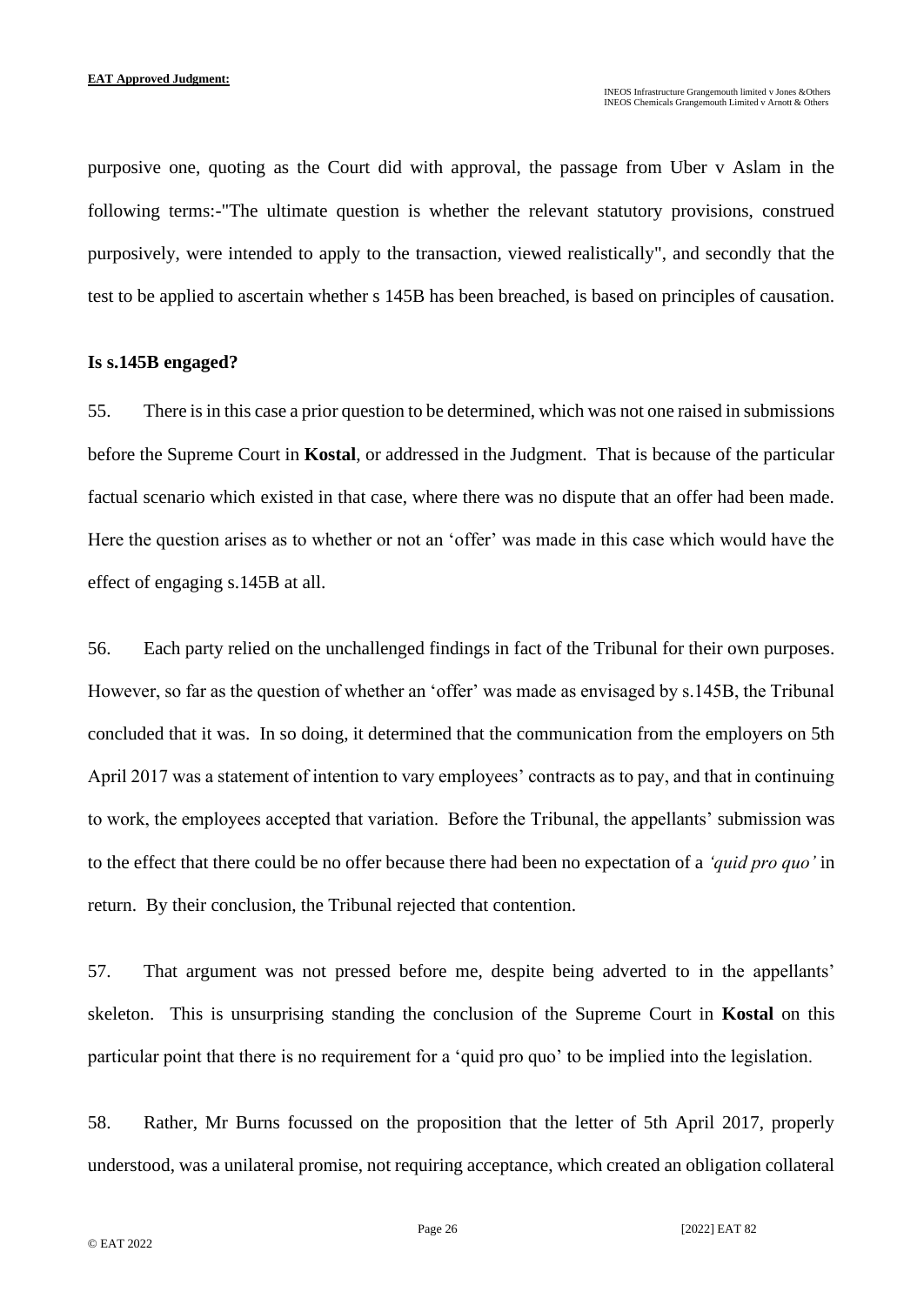purposive one, quoting as the Court did with approval, the passage from Uber v Aslam in the following terms:-"The ultimate question is whether the relevant statutory provisions, construed purposively, were intended to apply to the transaction, viewed realistically", and secondly that the test to be applied to ascertain whether s 145B has been breached, is based on principles of causation.

### Is s.145B engaged?

55. There is in this case a prior question to be determined, which was not one raised in submissions before the Supreme Court in **Kostal**, or addressed in the Judgment. That is because of the particular factual scenario which existed in that case, where there was no dispute that an offer had been made. Here the question arises as to whether or not an 'offer' was made in this case which would have the effect of engaging s.145B at all.

56. Each party relied on the unchallenged findings in fact of the Tribunal for their own purposes. However, so far as the question of whether an 'offer' was made as envisaged by s.145B, the Tribunal concluded that it was. In so doing, it determined that the communication from the employers on 5th April 2017 was a statement of intention to vary employees' contracts as to pay, and that in continuing to work, the employees accepted that variation. Before the Tribunal, the appellants' submission was to the effect that there could be no offer because there had been no expectation of a *'quid pro quo'* in return. By their conclusion, the Tribunal rejected that contention.

57. That argument was not pressed before me, despite being adverted to in the appellants' skeleton. This is unsurprising standing the conclusion of the Supreme Court in **Kostal** on this particular point that there is no requirement for a 'quid pro quo' to be implied into the legislation.

58. Rather, Mr Burns focussed on the proposition that the letter of 5th April 2017, properly understood, was a unilateral promise, not requiring acceptance, which created an obligation collateral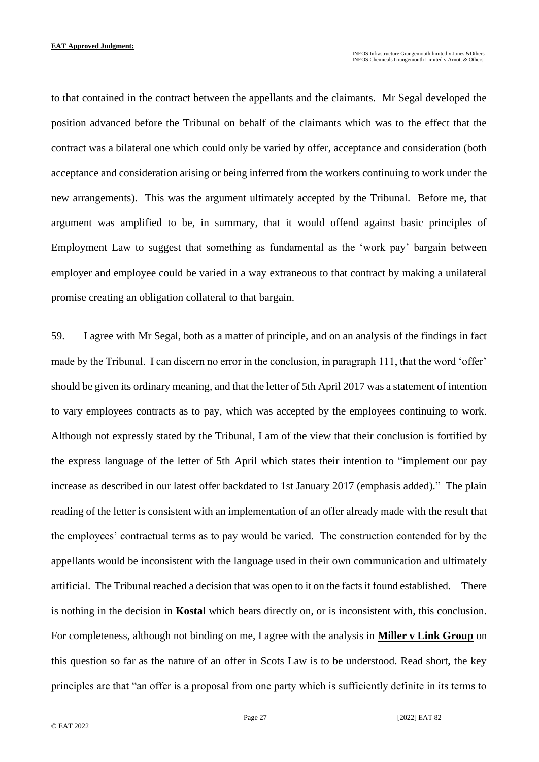to that contained in the contract between the appellants and the claimants. Mr Segal developed the position advanced before the Tribunal on behalf of the claimants which was to the effect that the contract was a bilateral one which could only be varied by offer, acceptance and consideration (both acceptance and consideration arising or being inferred from the workers continuing to work under the new arrangements). This was the argument ultimately accepted by the Tribunal. Before me, that argument was amplified to be, in summary, that it would offend against basic principles of Employment Law to suggest that something as fundamental as the 'work pay' bargain between employer and employee could be varied in a way extraneous to that contract by making a unilateral promise creating an obligation collateral to that bargain.

59. I agree with Mr Segal, both as a matter of principle, and on an analysis of the findings in fact made by the Tribunal. I can discern no error in the conclusion, in paragraph 111, that the word 'offer' should be given its ordinary meaning, and that the letter of 5th April 2017 was a statement of intention to vary employees contracts as to pay, which was accepted by the employees continuing to work. Although not expressly stated by the Tribunal, I am of the view that their conclusion is fortified by the express language of the letter of 5th April which states their intention to "implement our pay increase as described in our latest <u>offer</u> backdated to 1st January 2017 (emphasis added)." The plain reading of the letter is consistent with an implementation of an offer already made with the result that the employees' contractual terms as to pay would be varied. The construction contended for by the appellants would be inconsistent with the language used in their own communication and ultimately artificial. The Tribunal reached a decision that was open to it on the facts it found established. There is nothing in the decision in **Kostal** which bears directly on, or is inconsistent with, this conclusion. For completeness, although not binding on me, I agree with the analysis in **<u>Miller v Link Group</u>** on this question so far as the nature of an offer in Scots Law is to be understood. Read short, the key principles are that "an offer is a proposal from one party which is sufficiently definite in its terms to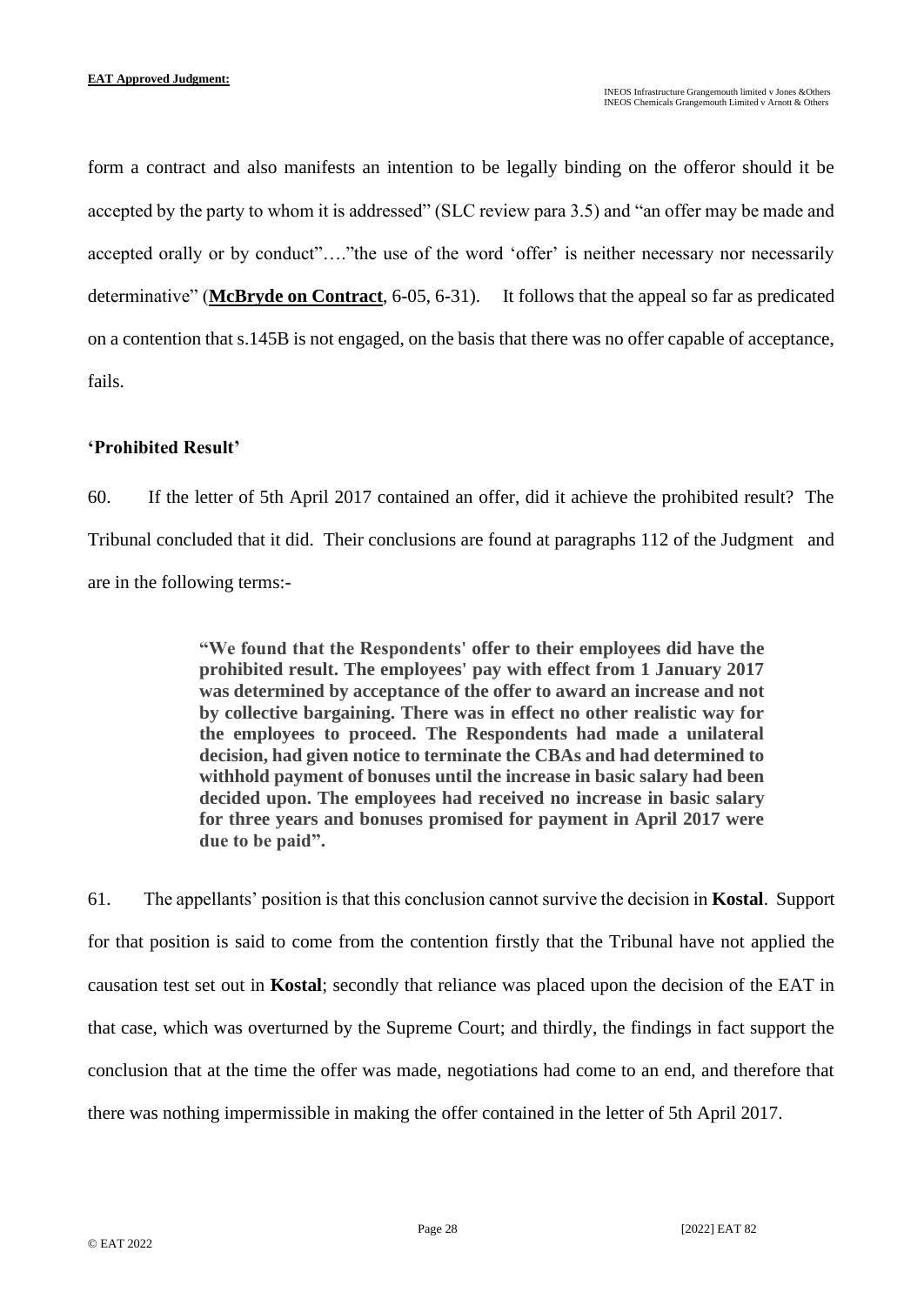form a contract and also manifests an intention to be legally binding on the offeror should it be accepted by the party to whom it is addressed" (SLC review para 3.5) and "an offer may be made and accepted orally or by conduct"…."the use of the word 'offer' is neither necessary nor necessarily determinative" (**McBryde on Contract**, 6-05, 6-31). It follows that the appeal so far as predicated on a contention that s.145B is not engaged, on the basis that there was no offer capable of acceptance, fails.

**'Prohibited Result'**

60. If the letter of 5th April 2017 contained an offer, did it achieve the prohibited result? The Tribunal concluded that it did. Their conclusions are found at paragraphs 112 of the Judgment and are in the following terms:-

> **"We found that the Respondents' offer to their employees did have the prohibited result. The employees' pay with effect from 1 January 2017 was determined by acceptance of the offer to award an increase and not by collective bargaining. There was in effect no other realistic way for the employees to proceed. The Respondents had made a unilateral decision, had given notice to terminate the CBAs and had determined to withhold payment of bonuses until the increase in basic salary had been decided upon. The employees had received no increase in basic salary for three years and bonuses promised for payment in April 2017 were due to be paid".**

61. The appellants' position is that this conclusion cannot survive the decision in **Kostal**. Support for that position is said to come from the contention firstly that the Tribunal have not applied the causation test set out in **Kostal**; secondly that reliance was placed upon the decision of the EAT in that case, which was overturned by the Supreme Court; and thirdly, the findings in fact support the conclusion that at the time the offer was made, negotiations had come to an end, and therefore that there was nothing impermissible in making the offer contained in the letter of 5th April 2017.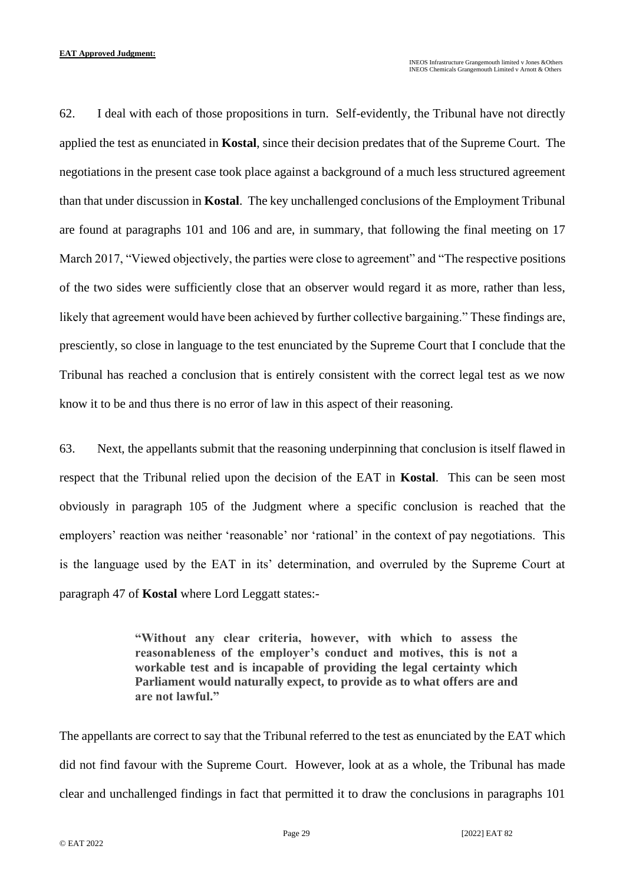62. I deal with each of those propositions in turn. Self-evidently, the Tribunal have not directly applied the test as enunciated in **Kostal**, since their decision predates that of the Supreme Court. The negotiations in the present case took place against a background of a much less structured agreement than that under discussion in **Kostal**. The key unchallenged conclusions of the Employment Tribunal are found at paragraphs 101 and 106 and are, in summary, that following the final meeting on 17 March 2017, "Viewed objectively, the parties were close to agreement" and "The respective positions of the two sides were sufficiently close that an observer would regard it as more, rather than less, likely that agreement would have been achieved by further collective bargaining." These findings are, presciently, so close in language to the test enunciated by the Supreme Court that I conclude that the Tribunal has reached a conclusion that is entirely consistent with the correct legal test as we now know it to be and thus there is no error of law in this aspect of their reasoning.

63. Next, the appellants submit that the reasoning underpinning that conclusion is itself flawed in respect that the Tribunal relied upon the decision of the EAT in **Kostal**. This can be seen most obviously in paragraph 105 of the Judgment where a specific conclusion is reached that the employers' reaction was neither 'reasonable' nor 'rational' in the context of pay negotiations. This is the language used by the EAT in its' determination, and overruled by the Supreme Court at paragraph 47 of **Kostal** where Lord Leggatt states:-

> **"Without any clear criteria, however, with which to assess the reasonableness of the employer's conduct and motives, this is not a workable test and is incapable of providing the legal certainty which Parliament would naturally expect, to provide as to what offers are and are not lawful."**

The appellants are correct to say that the Tribunal referred to the test as enunciated by the EAT which did not find favour with the Supreme Court. However, look at as a whole, the Tribunal has made clear and unchallenged findings in fact that permitted it to draw the conclusions in paragraphs 101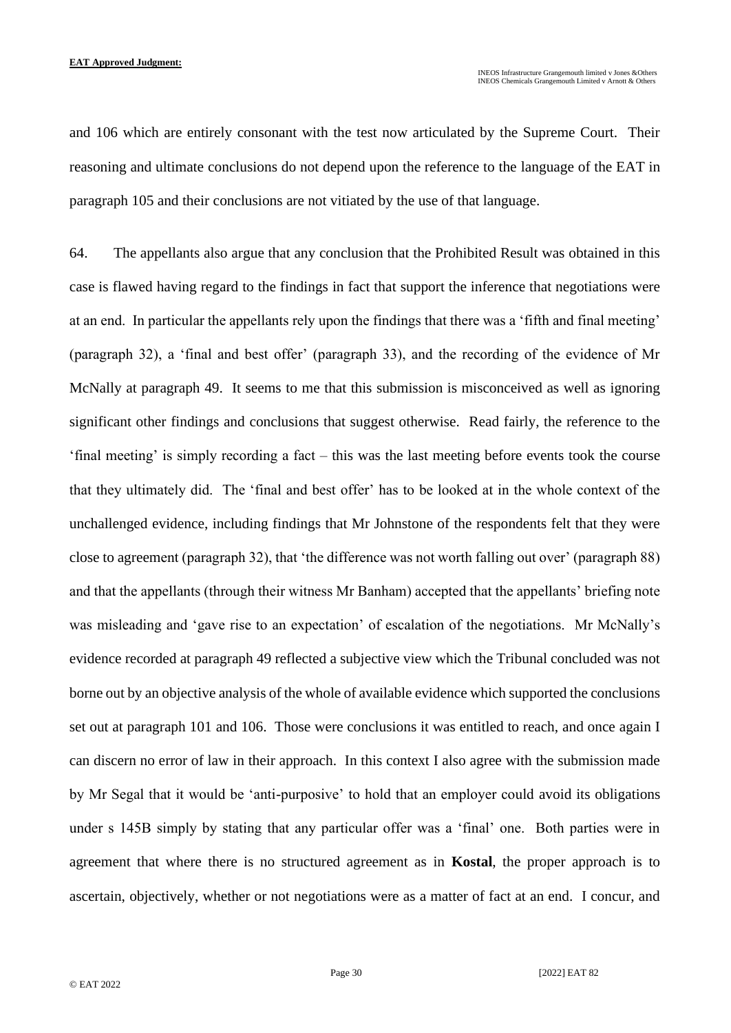and 106 which are entirely consonant with the test now articulated by the Supreme Court. Their reasoning and ultimate conclusions do not depend upon the reference to the language of the EAT in paragraph 105 and their conclusions are not vitiated by the use of that language.

64. The appellants also argue that any conclusion that the Prohibited Result was obtained in this case is flawed having regard to the findings in fact that support the inference that negotiations were at an end. In particular the appellants rely upon the findings that there was a 'fifth and final meeting' (paragraph 32), a 'final and best offer' (paragraph 33), and the recording of the evidence of Mr McNally at paragraph 49. It seems to me that this submission is misconceived as well as ignoring significant other findings and conclusions that suggest otherwise. Read fairly, the reference to the 'final meeting' is simply recording a fact – this was the last meeting before events took the course that they ultimately did. The 'final and best offer' has to be looked at in the whole context of the unchallenged evidence, including findings that Mr Johnstone of the respondents felt that they were close to agreement (paragraph 32), that 'the difference was not worth falling out over' (paragraph 88) and that the appellants (through their witness Mr Banham) accepted that the appellants' briefing note was misleading and 'gave rise to an expectation' of escalation of the negotiations. Mr McNally's evidence recorded at paragraph 49 reflected a subjective view which the Tribunal concluded was not borne out by an objective analysis of the whole of available evidence which supported the conclusions set out at paragraph 101 and 106. Those were conclusions it was entitled to reach, and once again I can discern no error of law in their approach. In this context I also agree with the submission made by Mr Segal that it would be 'anti-purposive' to hold that an employer could avoid its obligations under s 145B simply by stating that any particular offer was a 'final' one. Both parties were in agreement that where there is no structured agreement as in **Kostal**, the proper approach is to ascertain, objectively, whether or not negotiations were as a matter of fact at an end. I concur, and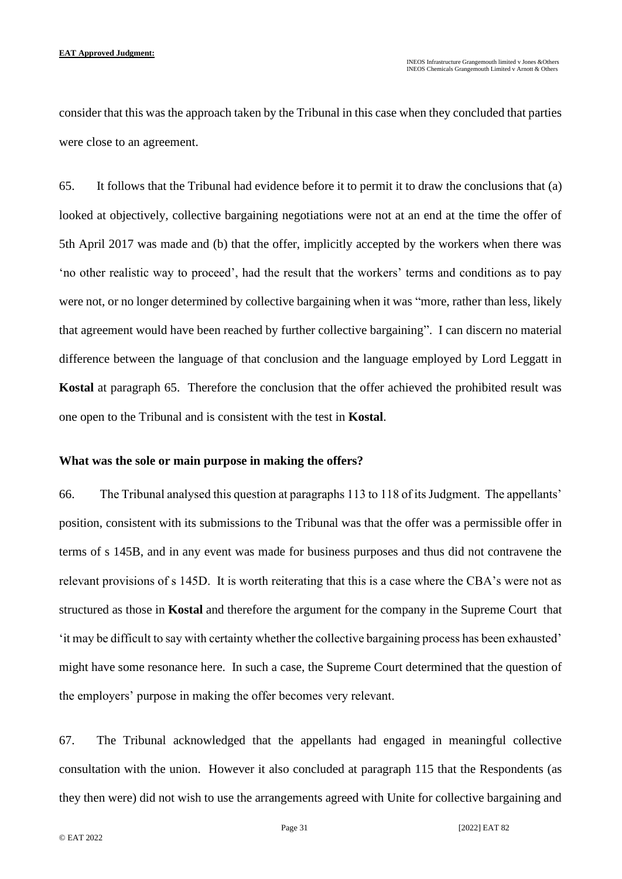consider that this was the approach taken by the Tribunal in this case when they concluded that parties were close to an agreement.

65. It follows that the Tribunal had evidence before it to permit it to draw the conclusions that (a) looked at objectively, collective bargaining negotiations were not at an end at the time the offer of 5th April 2017 was made and (b) that the offer, implicitly accepted by the workers when there was 'no other realistic way to proceed', had the result that the workers' terms and conditions as to pay were not, or no longer determined by collective bargaining when it was "more, rather than less, likely that agreement would have been reached by further collective bargaining". I can discern no material difference between the language of that conclusion and the language employed by Lord Leggatt in **Kostal** at paragraph 65. Therefore the conclusion that the offer achieved the prohibited result was one open to the Tribunal and is consistent with the test in **Kostal**.

**What was the sole or main purpose in making the offers?**

66. The Tribunal analysed this question at paragraphs 113 to 118 of its Judgment. The appellants' position, consistent with its submissions to the Tribunal was that the offer was a permissible offer in terms of s 145B, and in any event was made for business purposes and thus did not contravene the relevant provisions of s 145D. It is worth reiterating that this is a case where the CBA's were not as structured as those in **Kostal** and therefore the argument for the company in the Supreme Court that 'it may be difficult to say with certainty whether the collective bargaining process has been exhausted' might have some resonance here. In such a case, the Supreme Court determined that the question of the employers' purpose in making the offer becomes very relevant.

67. The Tribunal acknowledged that the appellants had engaged in meaningful collective consultation with the union. However it also concluded at paragraph 115 that the Respondents (as they then were) did not wish to use the arrangements agreed with Unite for collective bargaining and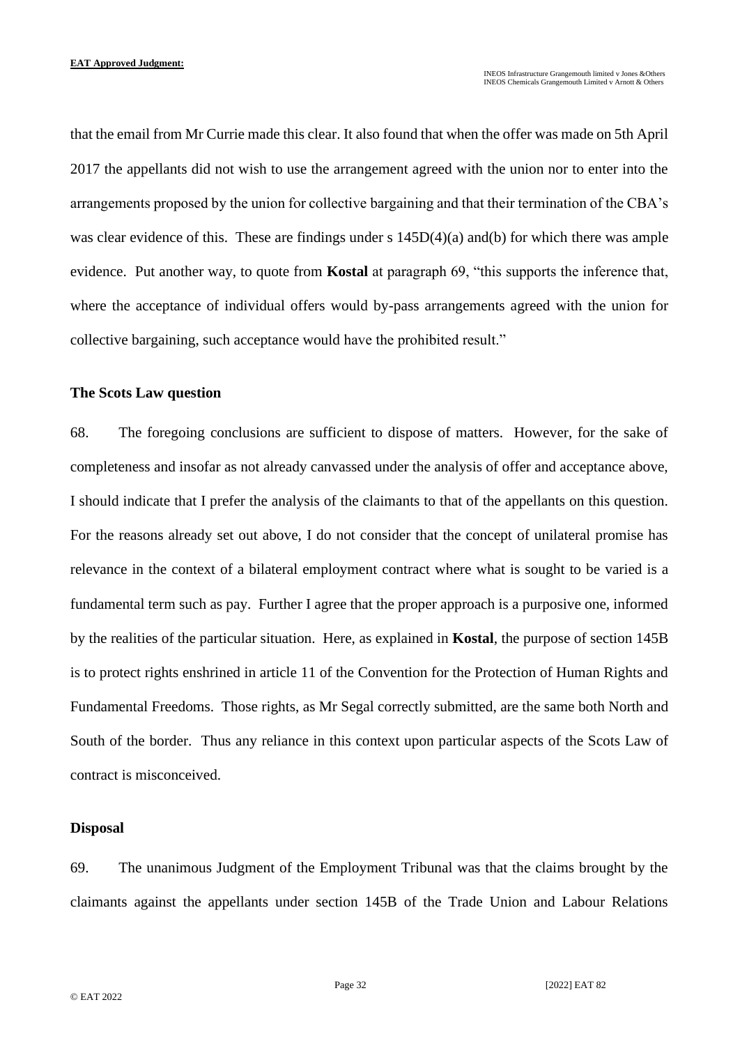that the email from Mr Currie made this clear. It also found that when the offer was made on 5th April 2017 the appellants did not wish to use the arrangement agreed with the union nor to enter into the arrangements proposed by the union for collective bargaining and that their termination of the CBA's was clear evidence of this. These are findings under s 145D(4)(a) and(b) for which there was ample evidence. Put another way, to quote from **Kostal** at paragraph 69, "this supports the inference that, where the acceptance of individual offers would by-pass arrangements agreed with the union for collective bargaining, such acceptance would have the prohibited result."

### The Scots Law question

68. The foregoing conclusions are sufficient to dispose of matters. However, for the sake of completeness and insofar as not already canvassed under the analysis of offer and acceptance above, I should indicate that I prefer the analysis of the claimants to that of the appellants on this question. For the reasons already set out above, I do not consider that the concept of unilateral promise has relevance in the context of a bilateral employment contract where what is sought to be varied is a fundamental term such as pay. Further I agree that the proper approach is a purposive one, informed by the realities of the particular situation. Here, as explained in **Kostal**, the purpose of section 145B is to protect rights enshrined in article 11 of the Convention for the Protection of Human Rights and Fundamental Freedoms. Those rights, as Mr Segal correctly submitted, are the same both North and South of the border. Thus any reliance in this context upon particular aspects of the Scots Law of contract is misconceived.

### Disposal

69. The unanimous Judgment of the Employment Tribunal was that the claims brought by the claimants against the appellants under section 145B of the Trade Union and Labour Relations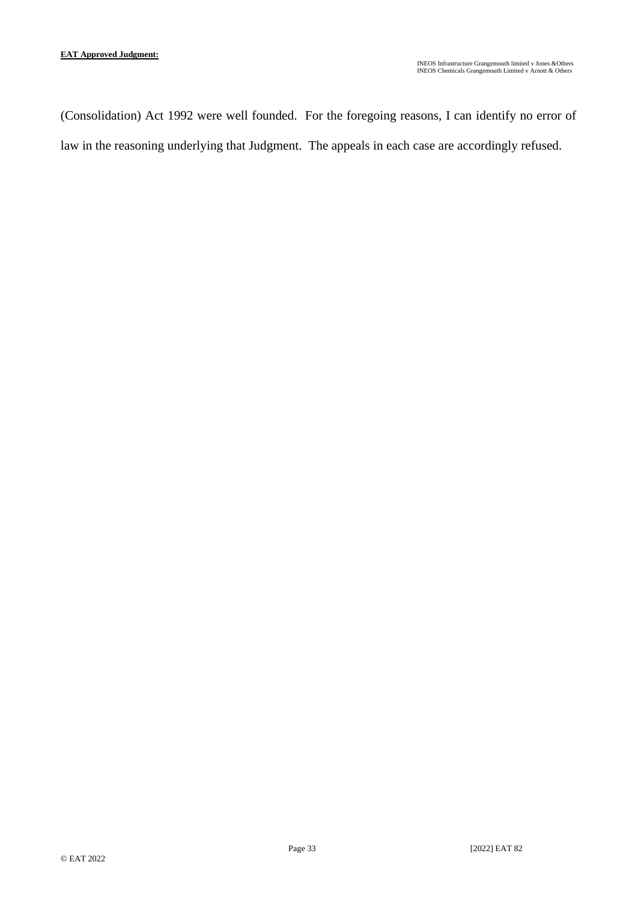(Consolidation) Act 1992 were well founded. For the foregoing reasons, I can identify no error of law in the reasoning underlying that Judgment. The appeals in each case are accordingly refused.